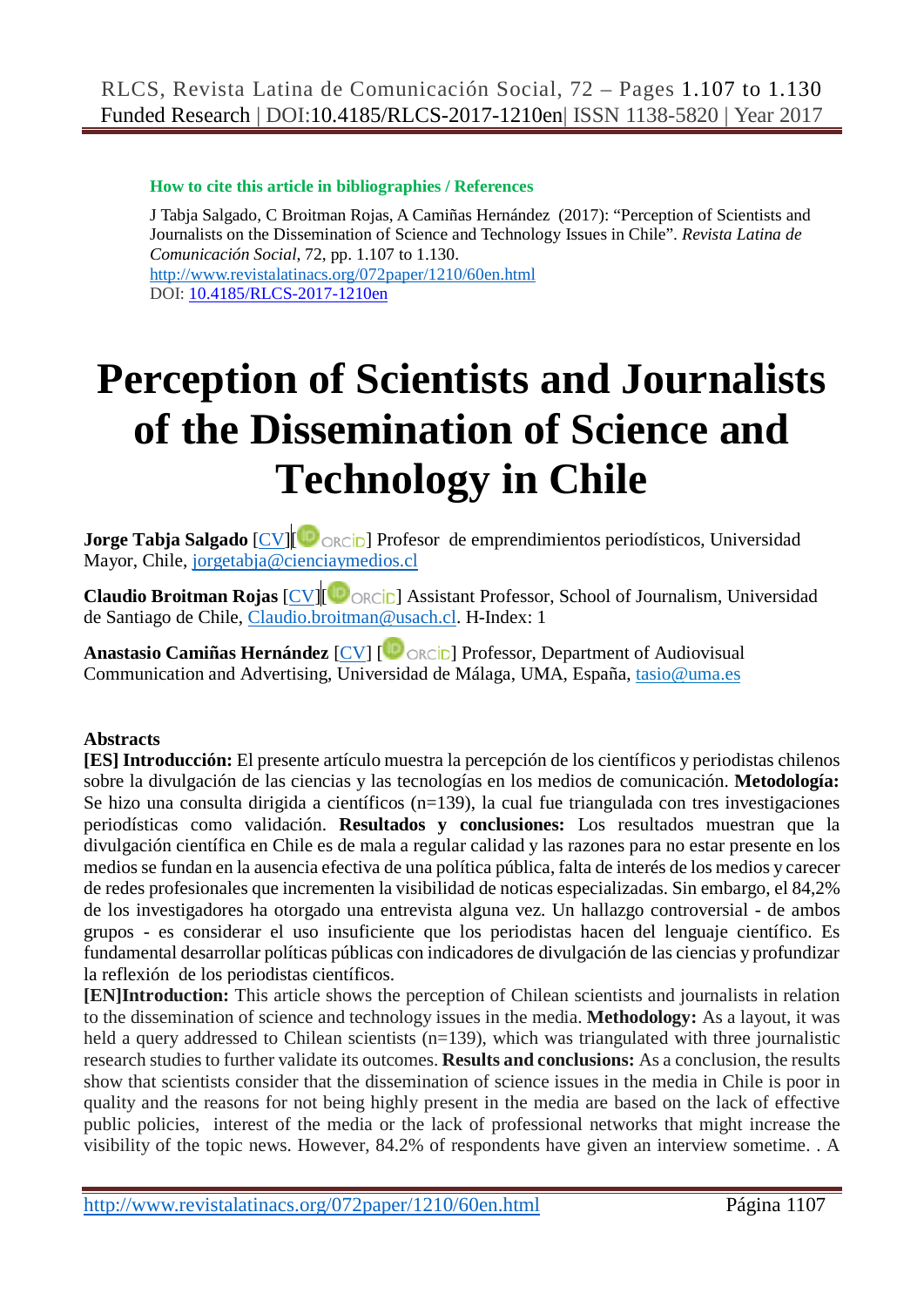**How to cite this article in bibliographies / References**

J Tabja Salgado, C Broitman Rojas, A Camiñas Hernández (2017): "Perception of Scientists and Journalists on the Dissemination of Science and Technology Issues in Chile". *Revista Latina de Comunicación Social*, 72, pp. 1.107 to 1.130.
http://www.revistalatinacs.org/072paper/1210/60en.html
DOI: 10.4185/RLCS-2017-1210en

# Perception of Scientists and Journalists of the Dissemination of Science and Technology in Chile

**Jorge Tabja Salgado** [CV][ORCID] Profesor de emprendimientos periodísticos, Universidad Mayor, Chile, jorgetabja@cienciaymedios.cl

**Claudio Broitman Rojas** [CV][ORCID] Assistant Professor, School of Journalism, Universidad de Santiago de Chile, Claudio.broitman@usach.cl. H-Index: 1

**Anastasio Camiñas Hernández** [CV] [ORCID] Professor, Department of Audiovisual Communication and Advertising, Universidad de Málaga, UMA, España, tasio@uma.es

**Abstracts**

**[ES] Introducción:** El presente artículo muestra la percepción de los científicos y periodistas chilenos sobre la divulgación de las ciencias y las tecnologías en los medios de comunicación. **Metodología:** Se hizo una consulta dirigida a científicos (n=139), la cual fue triangulada con tres investigaciones periodísticas como validación. **Resultados y conclusiones:** Los resultados muestran que la divulgación científica en Chile es de mala a regular calidad y las razones para no estar presente en los medios se fundan en la ausencia efectiva de una política pública, falta de interés de los medios y carecer de redes profesionales que incrementen la visibilidad de noticas especializadas. Sin embargo, el 84,2% de los investigadores ha otorgado una entrevista alguna vez. Un hallazgo controversial - de ambos grupos - es considerar el uso insuficiente que los periodistas hacen del lenguaje científico. Es fundamental desarrollar políticas públicas con indicadores de divulgación de las ciencias y profundizar la reflexión de los periodistas científicos.

**[EN]Introduction:** This article shows the perception of Chilean scientists and journalists in relation to the dissemination of science and technology issues in the media. **Methodology:** As a layout, it was held a query addressed to Chilean scientists (n=139), which was triangulated with three journalistic research studies to further validate its outcomes. **Results and conclusions:** As a conclusion, the results show that scientists consider that the dissemination of science issues in the media in Chile is poor in quality and the reasons for not being highly present in the media are based on the lack of effective public policies, interest of the media or the lack of professional networks that might increase the visibility of the topic news. However, 84.2% of respondents have given an interview sometime. . A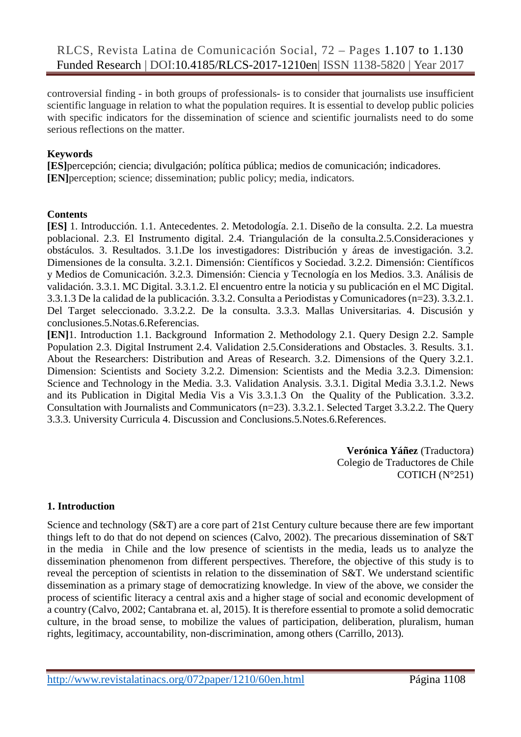controversial finding - in both groups of professionals- is to consider that journalists use insufficient scientific language in relation to what the population requires. It is essential to develop public policies with specific indicators for the dissemination of science and scientific journalists need to do some serious reflections on the matter.

**Keywords**

**[ES]**percepción; ciencia; divulgación; política pública; medios de comunicación; indicadores.
**[EN]**perception; science; dissemination; public policy; media, indicators.

**Contents**

**[ES]** 1. Introducción. 1.1. Antecedentes. 2. Metodología. 2.1. Diseño de la consulta. 2.2. La muestra poblacional. 2.3. El Instrumento digital. 2.4. Triangulación de la consulta.2.5.Consideraciones y obstáculos. 3. Resultados. 3.1.De los investigadores: Distribución y áreas de investigación. 3.2. Dimensiones de la consulta. 3.2.1. Dimensión: Científicos y Sociedad. 3.2.2. Dimensión: Científicos y Medios de Comunicación. 3.2.3. Dimensión: Ciencia y Tecnología en los Medios. 3.3. Análisis de validación. 3.3.1. MC Digital. 3.3.1.2. El encuentro entre la noticia y su publicación en el MC Digital. 3.3.1.3 De la calidad de la publicación. 3.3.2. Consulta a Periodistas y Comunicadores (n=23). 3.3.2.1. Del Target seleccionado. 3.3.2.2. De la consulta. 3.3.3. Mallas Universitarias. 4. Discusión y conclusiones.5.Notas.6.Referencias.

**[EN]**1. Introduction 1.1. Background Information 2. Methodology 2.1. Query Design 2.2. Sample Population 2.3. Digital Instrument 2.4. Validation 2.5.Considerations and Obstacles. 3. Results. 3.1. About the Researchers: Distribution and Areas of Research. 3.2. Dimensions of the Query 3.2.1. Dimension: Scientists and Society 3.2.2. Dimension: Scientists and the Media 3.2.3. Dimension: Science and Technology in the Media. 3.3. Validation Analysis. 3.3.1. Digital Media 3.3.1.2. News and its Publication in Digital Media Vis a Vis 3.3.1.3 On the Quality of the Publication. 3.3.2. Consultation with Journalists and Communicators (n=23). 3.3.2.1. Selected Target 3.3.2.2. The Query 3.3.3. University Curricula 4. Discussion and Conclusions.5.Notes.6.References.

**Verónica Yáñez** (Traductora)
Colegio de Traductores de Chile
COTICH (N°251)

## 1. Introduction

Science and technology (S&T) are a core part of 21st Century culture because there are few important things left to do that do not depend on sciences (Calvo, 2002). The precarious dissemination of S&T in the media in Chile and the low presence of scientists in the media, leads us to analyze the dissemination phenomenon from different perspectives. Therefore, the objective of this study is to reveal the perception of scientists in relation to the dissemination of S&T. We understand scientific dissemination as a primary stage of democratizing knowledge. In view of the above, we consider the process of scientific literacy a central axis and a higher stage of social and economic development of a country (Calvo, 2002; Cantabrana et. al, 2015). It is therefore essential to promote a solid democratic culture, in the broad sense, to mobilize the values of participation, deliberation, pluralism, human rights, legitimacy, accountability, non-discrimination, among others (Carrillo, 2013).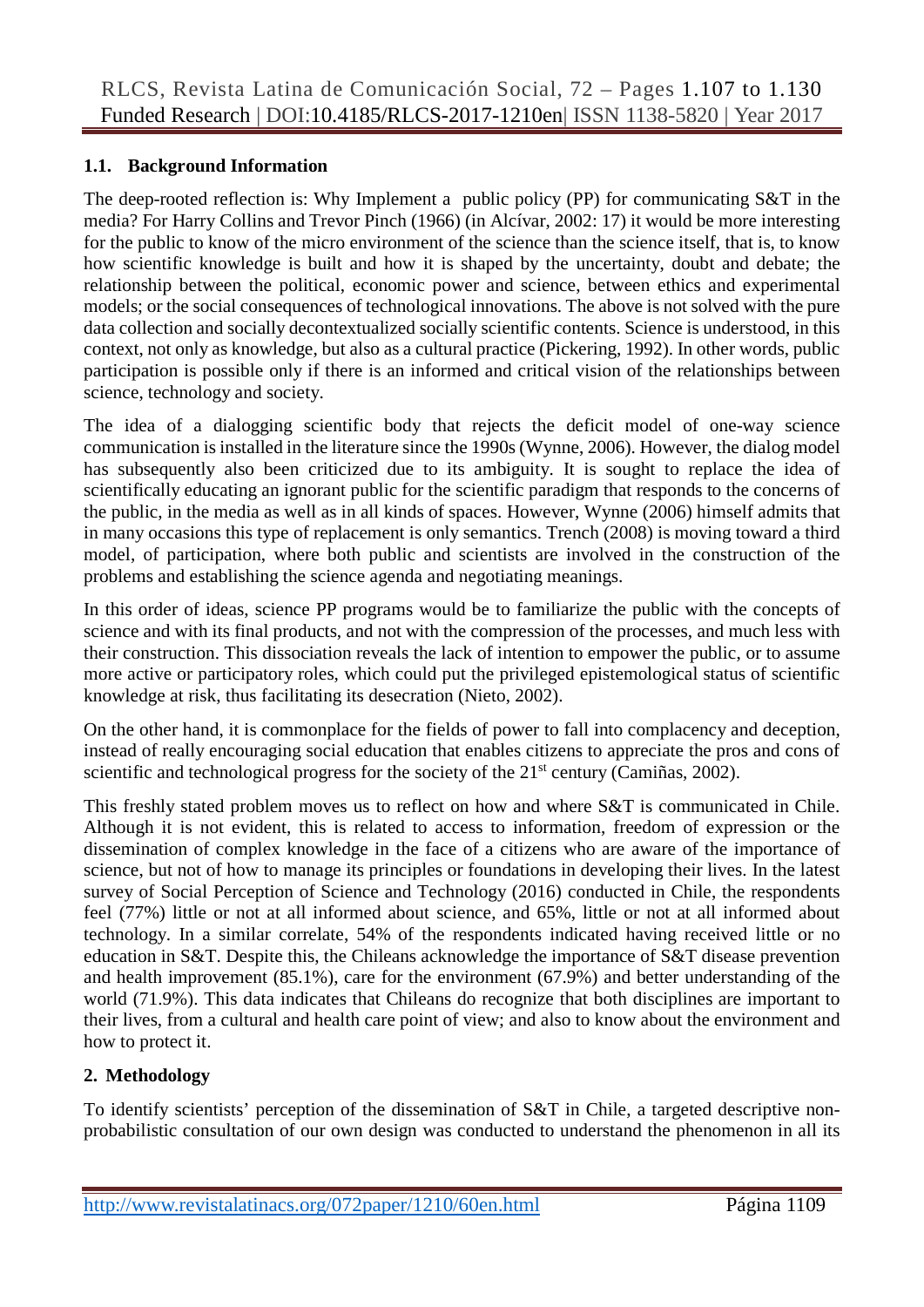### 1.1. Background Information

The deep-rooted reflection is: Why Implement a public policy (PP) for communicating S&T in the media? For Harry Collins and Trevor Pinch (1966) (in Alcívar, 2002: 17) it would be more interesting for the public to know of the micro environment of the science than the science itself, that is, to know how scientific knowledge is built and how it is shaped by the uncertainty, doubt and debate; the relationship between the political, economic power and science, between ethics and experimental models; or the social consequences of technological innovations. The above is not solved with the pure data collection and socially decontextualized socially scientific contents. Science is understood, in this context, not only as knowledge, but also as a cultural practice (Pickering, 1992). In other words, public participation is possible only if there is an informed and critical vision of the relationships between science, technology and society.

The idea of a dialogging scientific body that rejects the deficit model of one-way science communication is installed in the literature since the 1990s (Wynne, 2006). However, the dialog model has subsequently also been criticized due to its ambiguity. It is sought to replace the idea of scientifically educating an ignorant public for the scientific paradigm that responds to the concerns of the public, in the media as well as in all kinds of spaces. However, Wynne (2006) himself admits that in many occasions this type of replacement is only semantics. Trench (2008) is moving toward a third model, of participation, where both public and scientists are involved in the construction of the problems and establishing the science agenda and negotiating meanings.

In this order of ideas, science PP programs would be to familiarize the public with the concepts of science and with its final products, and not with the compression of the processes, and much less with their construction. This dissociation reveals the lack of intention to empower the public, or to assume more active or participatory roles, which could put the privileged epistemological status of scientific knowledge at risk, thus facilitating its desecration (Nieto, 2002).

On the other hand, it is commonplace for the fields of power to fall into complacency and deception, instead of really encouraging social education that enables citizens to appreciate the pros and cons of scientific and technological progress for the society of the 21st century (Camiñas, 2002).

This freshly stated problem moves us to reflect on how and where S&T is communicated in Chile. Although it is not evident, this is related to access to information, freedom of expression or the dissemination of complex knowledge in the face of a citizens who are aware of the importance of science, but not of how to manage its principles or foundations in developing their lives. In the latest survey of Social Perception of Science and Technology (2016) conducted in Chile, the respondents feel (77%) little or not at all informed about science, and 65%, little or not at all informed about technology. In a similar correlate, 54% of the respondents indicated having received little or no education in S&T. Despite this, the Chileans acknowledge the importance of S&T disease prevention and health improvement (85.1%), care for the environment (67.9%) and better understanding of the world (71.9%). This data indicates that Chileans do recognize that both disciplines are important to their lives, from a cultural and health care point of view; and also to know about the environment and how to protect it.

## 2. Methodology

To identify scientists' perception of the dissemination of S&T in Chile, a targeted descriptive non-probabilistic consultation of our own design was conducted to understand the phenomenon in all its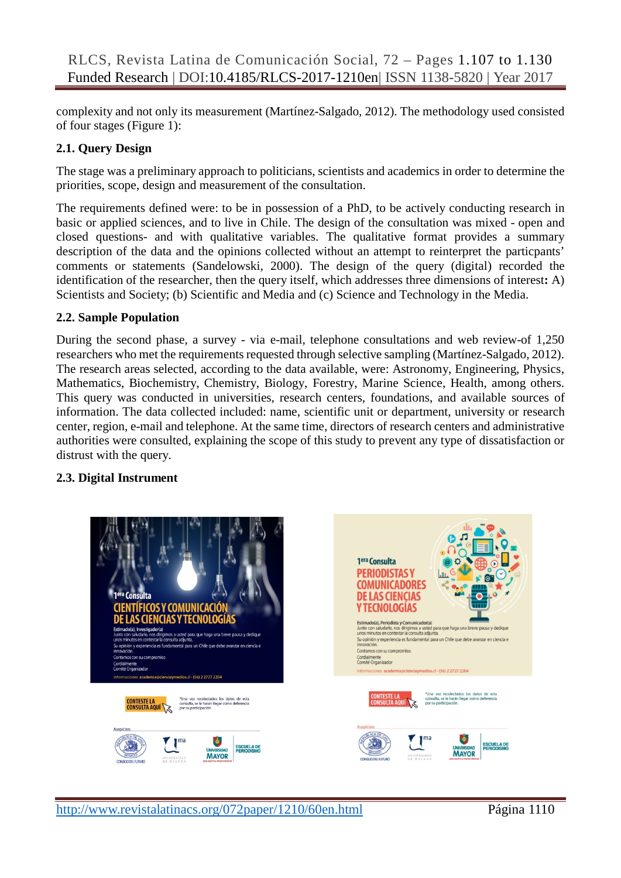complexity and not only its measurement (Martínez-Salgado, 2012). The methodology used consisted of four stages (Figure 1):

### 2.1. Query Design

The stage was a preliminary approach to politicians, scientists and academics in order to determine the priorities, scope, design and measurement of the consultation.

The requirements defined were: to be in possession of a PhD, to be actively conducting research in basic or applied sciences, and to live in Chile. The design of the consultation was mixed - open and closed questions- and with qualitative variables. The qualitative format provides a summary description of the data and the opinions collected without an attempt to reinterpret the particpants' comments or statements (Sandelowski, 2000). The design of the query (digital) recorded the identification of the researcher, then the query itself, which addresses three dimensions of interest**:** A) Scientists and Society; (b) Scientific and Media and (c) Science and Technology in the Media.

### 2.2. Sample Population

During the second phase, a survey - via e-mail, telephone consultations and web review-of 1,250 researchers who met the requirements requested through selective sampling (Martínez-Salgado, 2012). The research areas selected, according to the data available, were: Astronomy, Engineering, Physics, Mathematics, Biochemistry, Chemistry, Biology, Forestry, Marine Science, Health, among others. This query was conducted in universities, research centers, foundations, and available sources of information. The data collected included: name, scientific unit or department, university or research center, region, e-mail and telephone. At the same time, directors of research centers and administrative authorities were consulted, explaining the scope of this study to prevent any type of dissatisfaction or distrust with the query.

### 2.3. Digital Instrument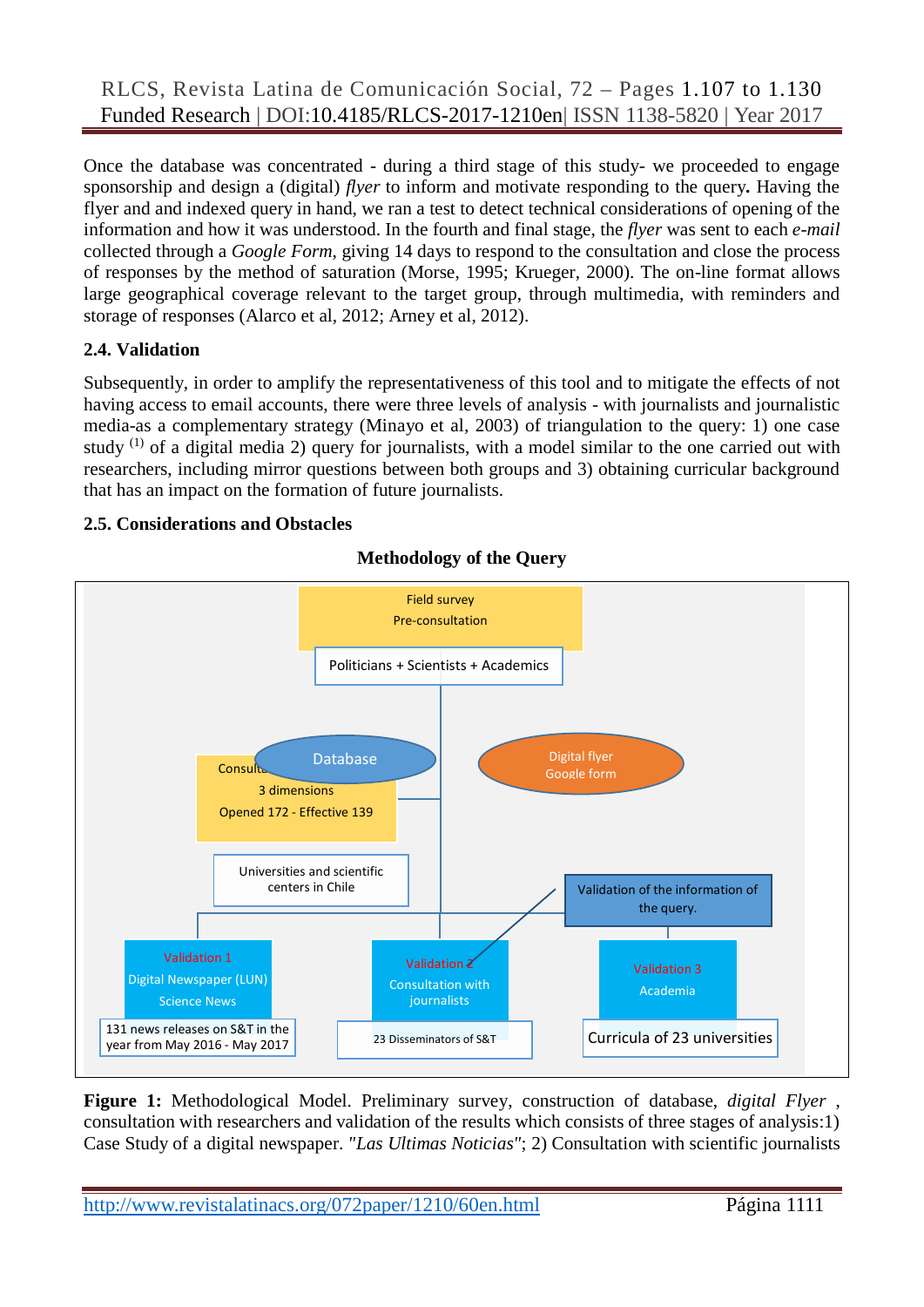Once the database was concentrated - during a third stage of this study- we proceeded to engage sponsorship and design a (digital) *flyer* to inform and motivate responding to the query**.** Having the flyer and and indexed query in hand, we ran a test to detect technical considerations of opening of the information and how it was understood. In the fourth and final stage, the *flyer* was sent to each *e-mail* collected through a *Google Form*, giving 14 days to respond to the consultation and close the process of responses by the method of saturation (Morse, 1995; Krueger, 2000). The on-line format allows large geographical coverage relevant to the target group, through multimedia, with reminders and storage of responses (Alarco et al, 2012; Arney et al, 2012).

### 2.4. Validation

Subsequently, in order to amplify the representativeness of this tool and to mitigate the effects of not having access to email accounts, there were three levels of analysis - with journalists and journalistic media-as a complementary strategy (Minayo et al, 2003) of triangulation to the query: 1) one case study [(1)] of a digital media 2) query for journalists, with a model similar to the one carried out with researchers, including mirror questions between both groups and 3) obtaining curricular background that has an impact on the formation of future journalists.

### 2.5. Considerations and Obstacles

**Methodology of the Query**

Field survey
Pre-consultation

Politicians + Scientists + Academics

Database

Digital flyer
Google form

Consulta...
3 dimensions
Opened 172 - Effective 139

Universities and scientific centers in Chile

Validation of the information of the query.

Validation 1
Digital Newspaper (LUN)
Science News

131 news releases on S&T in the year from May 2016 - May 2017

Validation 2
Consultation with journalists

23 Disseminators of S&T

Validation 3
Academia

Curricula of 23 universities

**Figure 1:** Methodological Model. Preliminary survey, construction of database, *digital Flyer* , consultation with researchers and validation of the results which consists of three stages of analysis:1) Case Study of a digital newspaper. *"Las Ultimas Noticias"*; 2) Consultation with scientific journalists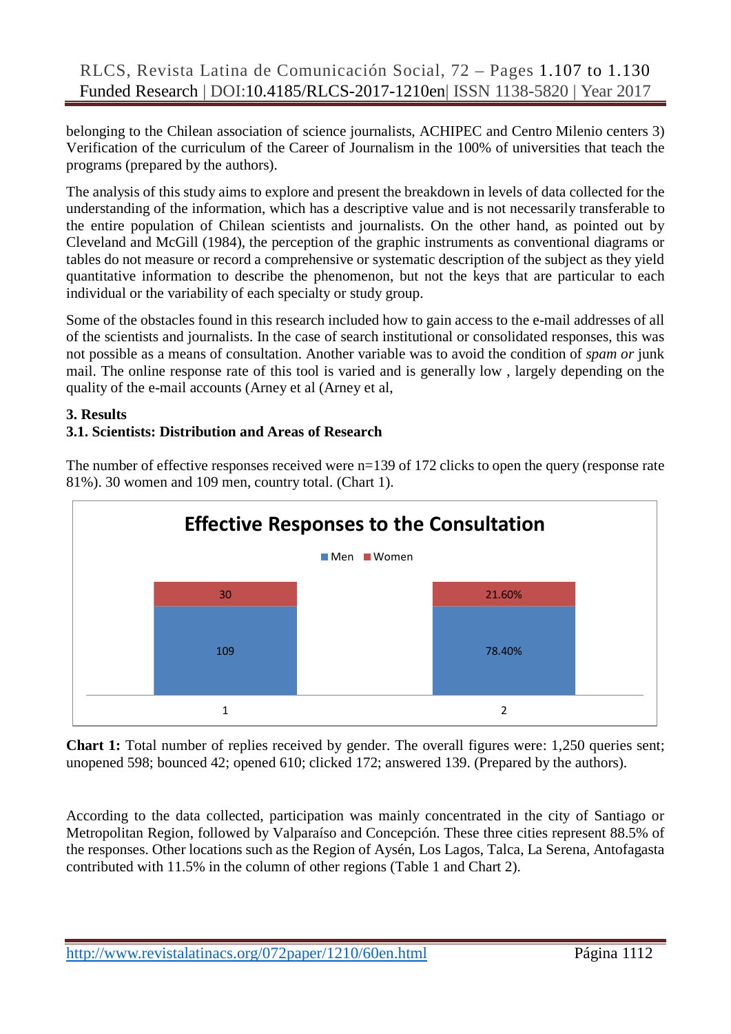belonging to the Chilean association of science journalists, ACHIPEC and Centro Milenio centers 3) Verification of the curriculum of the Career of Journalism in the 100% of universities that teach the programs (prepared by the authors).

The analysis of this study aims to explore and present the breakdown in levels of data collected for the understanding of the information, which has a descriptive value and is not necessarily transferable to the entire population of Chilean scientists and journalists. On the other hand, as pointed out by Cleveland and McGill (1984), the perception of the graphic instruments as conventional diagrams or tables do not measure or record a comprehensive or systematic description of the subject as they yield quantitative information to describe the phenomenon, but not the keys that are particular to each individual or the variability of each specialty or study group.

Some of the obstacles found in this research included how to gain access to the e-mail addresses of all of the scientists and journalists. In the case of search institutional or consolidated responses, this was not possible as a means of consultation. Another variable was to avoid the condition of *spam or* junk mail. The online response rate of this tool is varied and is generally low , largely depending on the quality of the e-mail accounts (Arney et al (Arney et al,

**3. Results**

**3.1. Scientists: Distribution and Areas of Research**

The number of effective responses received were n=139 of 172 clicks to open the query (response rate 81%). 30 women and 109 men, country total. (Chart 1).

**Effective Responses to the Consultation**

| | 1 | 2 |
|---|---|---|
| Women | 30 | 21.60% |
| Men | 109 | 78.40% |

**Chart 1:** Total number of replies received by gender. The overall figures were: 1,250 queries sent; unopened 598; bounced 42; opened 610; clicked 172; answered 139. (Prepared by the authors).

According to the data collected, participation was mainly concentrated in the city of Santiago or Metropolitan Region, followed by Valparaíso and Concepción. These three cities represent 88.5% of the responses. Other locations such as the Region of Aysén, Los Lagos, Talca, La Serena, Antofagasta contributed with 11.5% in the column of other regions (Table 1 and Chart 2).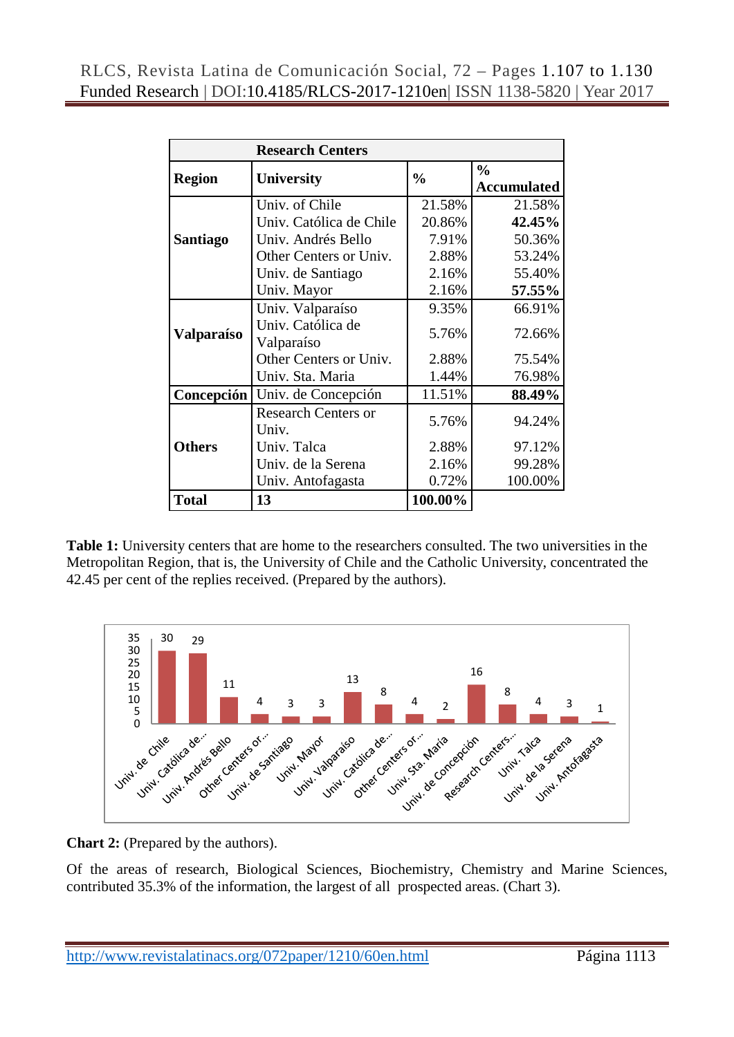| Research Centers | | | |
|---|---|---|---|
| **Region** | **University** | **%** | **% Accumulated** |
| **Santiago** | Univ. of Chile | 21.58% | 21.58% |
| | Univ. Católica de Chile | 20.86% | **42.45%** |
| | Univ. Andrés Bello | 7.91% | 50.36% |
| | Other Centers or Univ. | 2.88% | 53.24% |
| | Univ. de Santiago | 2.16% | 55.40% |
| | Univ. Mayor | 2.16% | **57.55%** |
| **Valparaíso** | Univ. Valparaíso | 9.35% | 66.91% |
| | Univ. Católica de Valparaíso | 5.76% | 72.66% |
| | Other Centers or Univ. | 2.88% | 75.54% |
| | Univ. Sta. Maria | 1.44% | 76.98% |
| **Concepción** | Univ. de Concepción | 11.51% | **88.49%** |
| **Others** | Research Centers or Univ. | 5.76% | 94.24% |
| | Univ. Talca | 2.88% | 97.12% |
| | Univ. de la Serena | 2.16% | 99.28% |
| | Univ. Antofagasta | 0.72% | 100.00% |
| **Total** | **13** | **100.00%** | |

**Table 1:** University centers that are home to the researchers consulted. The two universities in the Metropolitan Region, that is, the University of Chile and the Catholic University, concentrated the 42.45 per cent of the replies received. (Prepared by the authors).

| University | Count |
|---|---|
| Univ. de Chile | 30 |
| Univ. Católica de... | 29 |
| Univ. Andrés Bello | 11 |
| Other Centers or... | 4 |
| Univ. de Santiago | 3 |
| Univ. Mayor | 3 |
| Univ. Valparaíso | 13 |
| Univ. Católica de... | 8 |
| Other Centers or... | 4 |
| Univ. Sta. Maria | 2 |
| Univ. de Concepción | 16 |
| Research Centers... | 8 |
| Univ. Talca | 4 |
| Univ. de la Serena | 3 |
| Univ. Antofagasta | 1 |

**Chart 2:** (Prepared by the authors).

Of the areas of research, Biological Sciences, Biochemistry, Chemistry and Marine Sciences, contributed 35.3% of the information, the largest of all prospected areas. (Chart 3).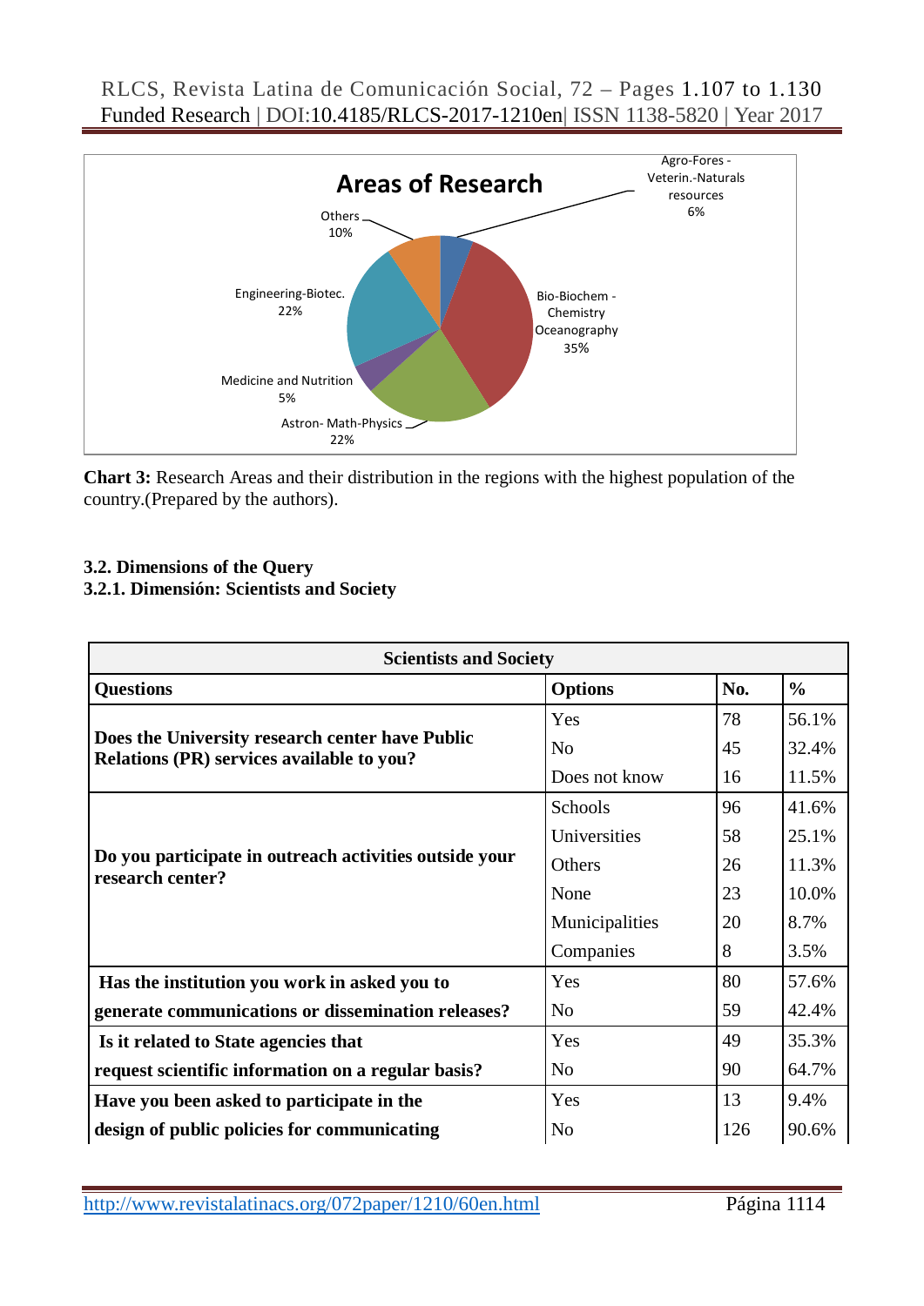**Chart 3:** Research Areas and their distribution in the regions with the highest population of the country.(Prepared by the authors).

### 3.2. Dimensions of the Query

#### 3.2.1. Dimensión: Scientists and Society

| Scientists and Society | | | |
|---|---|---|---|
| **Questions** | **Options** | **No.** | **%** |
| **Does the University research center have Public Relations (PR) services available to you?** | Yes | 78 | 56.1% |
| | No | 45 | 32.4% |
| | Does not know | 16 | 11.5% |
| **Do you participate in outreach activities outside your research center?** | Schools | 96 | 41.6% |
| | Universities | 58 | 25.1% |
| | Others | 26 | 11.3% |
| | None | 23 | 10.0% |
| | Municipalities | 20 | 8.7% |
| | Companies | 8 | 3.5% |
| **Has the institution you work in asked you to generate communications or dissemination releases?** | Yes | 80 | 57.6% |
| | No | 59 | 42.4% |
| **Is it related to State agencies that request scientific information on a regular basis?** | Yes | 49 | 35.3% |
| | No | 90 | 64.7% |
| **Have you been asked to participate in the design of public policies for communicating** | Yes | 13 | 9.4% |
| | No | 126 | 90.6% |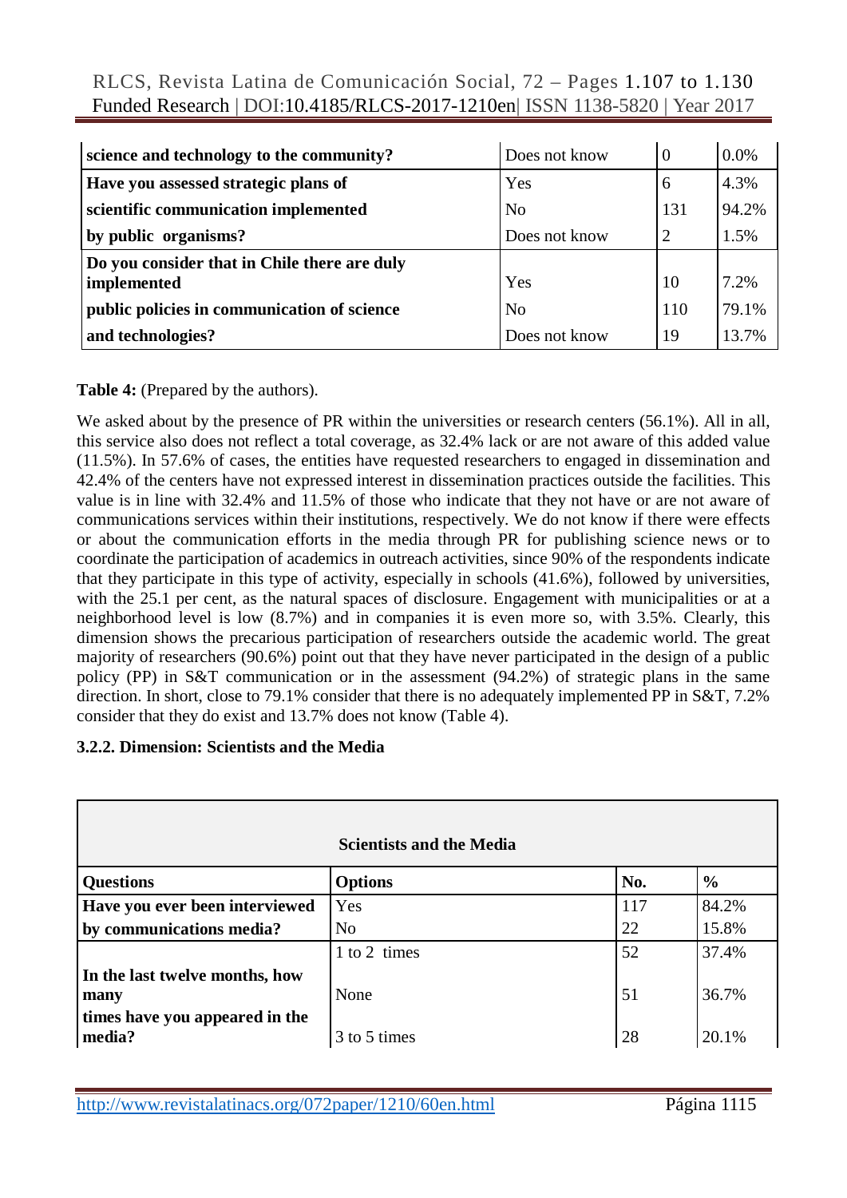| | | | |
|---|---|---|---|
| **science and technology to the community?** | Does not know | 0 | 0.0% |
| **Have you assessed strategic plans of scientific communication implemented by public organisms?** | Yes | 6 | 4.3% |
| | No | 131 | 94.2% |
| | Does not know | 2 | 1.5% |
| **Do you consider that in Chile there are duly implemented public policies in communication of science and technologies?** | Yes | 10 | 7.2% |
| | No | 110 | 79.1% |
| | Does not know | 19 | 13.7% |

**Table 4:** (Prepared by the authors).

We asked about by the presence of PR within the universities or research centers (56.1%). All in all, this service also does not reflect a total coverage, as 32.4% lack or are not aware of this added value (11.5%). In 57.6% of cases, the entities have requested researchers to engaged in dissemination and 42.4% of the centers have not expressed interest in dissemination practices outside the facilities. This value is in line with 32.4% and 11.5% of those who indicate that they not have or are not aware of communications services within their institutions, respectively. We do not know if there were effects or about the communication efforts in the media through PR for publishing science news or to coordinate the participation of academics in outreach activities, since 90% of the respondents indicate that they participate in this type of activity, especially in schools (41.6%), followed by universities, with the 25.1 per cent, as the natural spaces of disclosure. Engagement with municipalities or at a neighborhood level is low (8.7%) and in companies it is even more so, with 3.5%. Clearly, this dimension shows the precarious participation of researchers outside the academic world. The great majority of researchers (90.6%) point out that they have never participated in the design of a public policy (PP) in S&T communication or in the assessment (94.2%) of strategic plans in the same direction. In short, close to 79.1% consider that there is no adequately implemented PP in S&T, 7.2% consider that they do exist and 13.7% does not know (Table 4).

### 3.2.2. Dimension: Scientists and the Media

| **Scientists and the Media** | | | |
|---|---|---|---|
| **Questions** | **Options** | **No.** | **%** |
| **Have you ever been interviewed by communications media?** | Yes | 117 | 84.2% |
| | No | 22 | 15.8% |
| **In the last twelve months, how many times have you appeared in the media?** | 1 to 2 times | 52 | 37.4% |
| | None | 51 | 36.7% |
| | 3 to 5 times | 28 | 20.1% |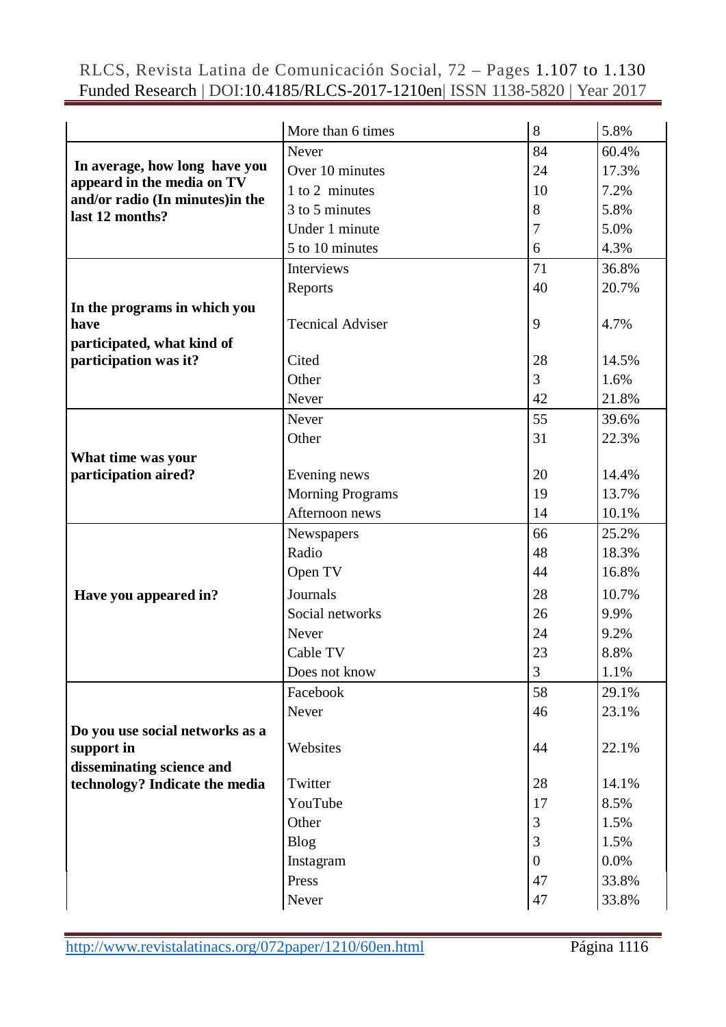| | | | |
|---|---|---|---|
| | More than 6 times | 8 | 5.8% |
| **In average, how long have you appeard in the media on TV and/or radio (In minutes)in the last 12 months?** | Never | 84 | 60.4% |
| | Over 10 minutes | 24 | 17.3% |
| | 1 to 2 minutes | 10 | 7.2% |
| | 3 to 5 minutes | 8 | 5.8% |
| | Under 1 minute | 7 | 5.0% |
| | 5 to 10 minutes | 6 | 4.3% |
| **In the programs in which you have participated, what kind of participation was it?** | Interviews | 71 | 36.8% |
| | Reports | 40 | 20.7% |
| | Tecnical Adviser | 9 | 4.7% |
| | Cited | 28 | 14.5% |
| | Other | 3 | 1.6% |
| | Never | 42 | 21.8% |
| **What time was your participation aired?** | Never | 55 | 39.6% |
| | Other | 31 | 22.3% |
| | Evening news | 20 | 14.4% |
| | Morning Programs | 19 | 13.7% |
| | Afternoon news | 14 | 10.1% |
| **Have you appeared in?** | Newspapers | 66 | 25.2% |
| | Radio | 48 | 18.3% |
| | Open TV | 44 | 16.8% |
| | Journals | 28 | 10.7% |
| | Social networks | 26 | 9.9% |
| | Never | 24 | 9.2% |
| | Cable TV | 23 | 8.8% |
| | Does not know | 3 | 1.1% |
| **Do you use social networks as a support in disseminating science and technology? Indicate the media** | Facebook | 58 | 29.1% |
| | Never | 46 | 23.1% |
| | Websites | 44 | 22.1% |
| | Twitter | 28 | 14.1% |
| | YouTube | 17 | 8.5% |
| | Other | 3 | 1.5% |
| | Blog | 3 | 1.5% |
| | Instagram | 0 | 0.0% |
| | Press | 47 | 33.8% |
| | Never | 47 | 33.8% |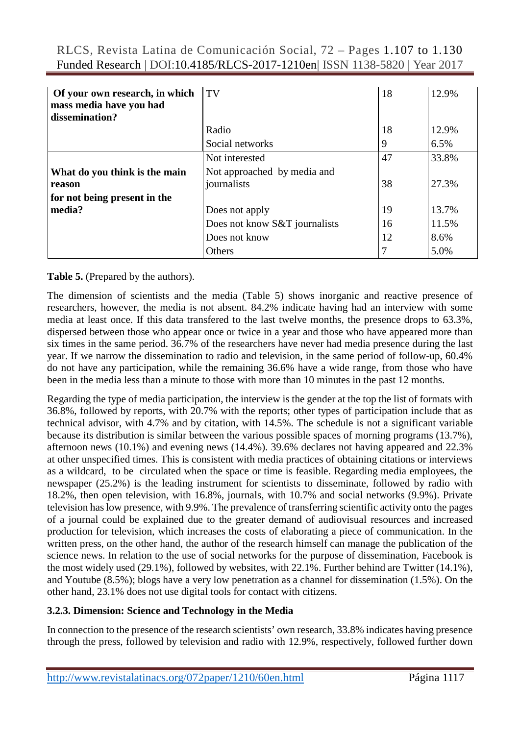| | | | |
|---|---|---|---|
| **Of your own research, in which mass media have you had dissemination?** | TV | 18 | 12.9% |
| | Radio | 18 | 12.9% |
| | Social networks | 9 | 6.5% |
| **What do you think is the main reason for not being present in the media?** | Not interested | 47 | 33.8% |
| | Not approached by media and journalists | 38 | 27.3% |
| | Does not apply | 19 | 13.7% |
| | Does not know S&T journalists | 16 | 11.5% |
| | Does not know | 12 | 8.6% |
| | Others | 7 | 5.0% |

**Table 5.** (Prepared by the authors).

The dimension of scientists and the media (Table 5) shows inorganic and reactive presence of researchers, however, the media is not absent. 84.2% indicate having had an interview with some media at least once. If this data transfered to the last twelve months, the presence drops to 63.3%, dispersed between those who appear once or twice in a year and those who have appeared more than six times in the same period. 36.7% of the researchers have never had media presence during the last year. If we narrow the dissemination to radio and television, in the same period of follow-up, 60.4% do not have any participation, while the remaining 36.6% have a wide range, from those who have been in the media less than a minute to those with more than 10 minutes in the past 12 months.

Regarding the type of media participation, the interview is the gender at the top the list of formats with 36.8%, followed by reports, with 20.7% with the reports; other types of participation include that as technical advisor, with 4.7% and by citation, with 14.5%. The schedule is not a significant variable because its distribution is similar between the various possible spaces of morning programs (13.7%), afternoon news (10.1%) and evening news (14.4%). 39.6% declares not having appeared and 22.3% at other unspecified times. This is consistent with media practices of obtaining citations or interviews as a wildcard, to be circulated when the space or time is feasible. Regarding media employees, the newspaper (25.2%) is the leading instrument for scientists to disseminate, followed by radio with 18.2%, then open television, with 16.8%, journals, with 10.7% and social networks (9.9%). Private television has low presence, with 9.9%. The prevalence of transferring scientific activity onto the pages of a journal could be explained due to the greater demand of audiovisual resources and increased production for television, which increases the costs of elaborating a piece of communication. In the written press, on the other hand, the author of the research himself can manage the publication of the science news. In relation to the use of social networks for the purpose of dissemination, Facebook is the most widely used (29.1%), followed by websites, with 22.1%. Further behind are Twitter (14.1%), and Youtube (8.5%); blogs have a very low penetration as a channel for dissemination (1.5%). On the other hand, 23.1% does not use digital tools for contact with citizens.

### 3.2.3. Dimension: Science and Technology in the Media

In connection to the presence of the research scientists' own research, 33.8% indicates having presence through the press, followed by television and radio with 12.9%, respectively, followed further down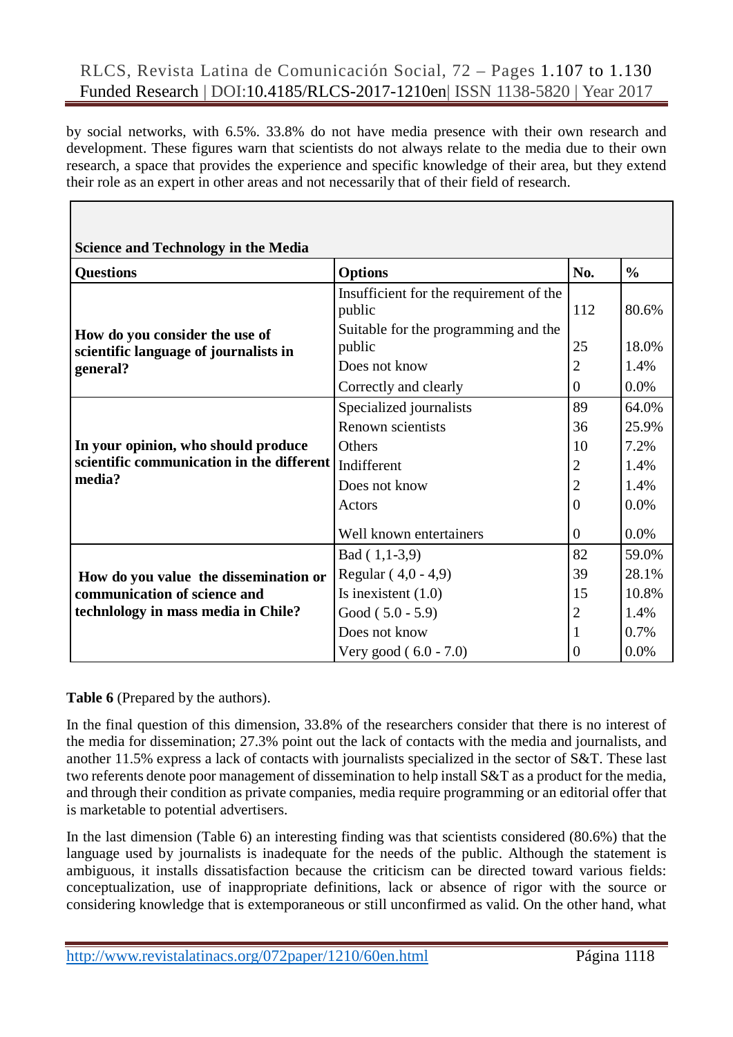by social networks, with 6.5%. 33.8% do not have media presence with their own research and development. These figures warn that scientists do not always relate to the media due to their own research, a space that provides the experience and specific knowledge of their area, but they extend their role as an expert in other areas and not necessarily that of their field of research.

| **Science and Technology in the Media** | | | |
|---|---|---|---|
| **Questions** | **Options** | **No.** | **%** |
| **How do you consider the use of scientific language of journalists in general?** | Insufficient for the requirement of the public | 112 | 80.6% |
| | Suitable for the programming and the public | 25 | 18.0% |
| | Does not know | 2 | 1.4% |
| | Correctly and clearly | 0 | 0.0% |
| **In your opinion, who should produce scientific communication in the different media?** | Specialized journalists | 89 | 64.0% |
| | Renown scientists | 36 | 25.9% |
| | Others | 10 | 7.2% |
| | Indifferent | 2 | 1.4% |
| | Does not know | 2 | 1.4% |
| | Actors | 0 | 0.0% |
| | Well known entertainers | 0 | 0.0% |
| **How do you value the dissemination or communication of science and technlology in mass media in Chile?** | Bad ( 1,1-3,9) | 82 | 59.0% |
| | Regular ( 4,0 - 4,9) | 39 | 28.1% |
| | Is inexistent (1.0) | 15 | 10.8% |
| | Good ( 5.0 - 5.9) | 2 | 1.4% |
| | Does not know | 1 | 0.7% |
| | Very good ( 6.0 - 7.0) | 0 | 0.0% |

**Table 6** (Prepared by the authors).

In the final question of this dimension, 33.8% of the researchers consider that there is no interest of the media for dissemination; 27.3% point out the lack of contacts with the media and journalists, and another 11.5% express a lack of contacts with journalists specialized in the sector of S&T. These last two referents denote poor management of dissemination to help install S&T as a product for the media, and through their condition as private companies, media require programming or an editorial offer that is marketable to potential advertisers.

In the last dimension (Table 6) an interesting finding was that scientists considered (80.6%) that the language used by journalists is inadequate for the needs of the public. Although the statement is ambiguous, it installs dissatisfaction because the criticism can be directed toward various fields: conceptualization, use of inappropriate definitions, lack or absence of rigor with the source or considering knowledge that is extemporaneous or still unconfirmed as valid. On the other hand, what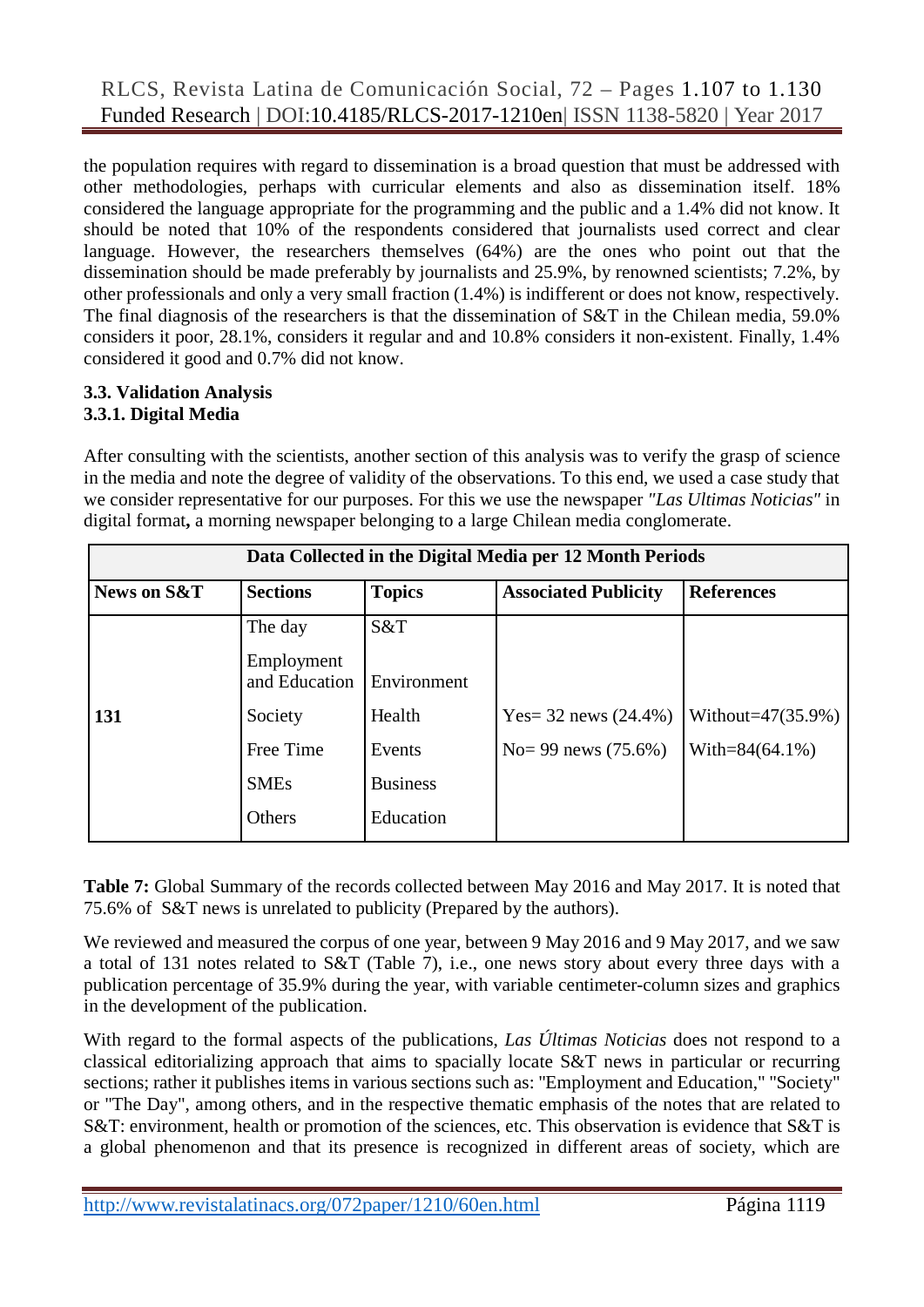the population requires with regard to dissemination is a broad question that must be addressed with other methodologies, perhaps with curricular elements and also as dissemination itself. 18% considered the language appropriate for the programming and the public and a 1.4% did not know. It should be noted that 10% of the respondents considered that journalists used correct and clear language. However, the researchers themselves (64%) are the ones who point out that the dissemination should be made preferably by journalists and 25.9%, by renowned scientists; 7.2%, by other professionals and only a very small fraction (1.4%) is indifferent or does not know, respectively. The final diagnosis of the researchers is that the dissemination of S&T in the Chilean media, 59.0% considers it poor, 28.1%, considers it regular and and 10.8% considers it non-existent. Finally, 1.4% considered it good and 0.7% did not know.

### 3.3. Validation Analysis

#### 3.3.1. Digital Media

After consulting with the scientists, another section of this analysis was to verify the grasp of science in the media and note the degree of validity of the observations. To this end, we used a case study that we consider representative for our purposes. For this we use the newspaper *"Las Ultimas Noticias"* in digital format**,** a morning newspaper belonging to a large Chilean media conglomerate.

| Data Collected in the Digital Media per 12 Month Periods | | | | |
|---|---|---|---|---|
| **News on S&T** | **Sections** | **Topics** | **Associated Publicity** | **References** |
| **131** | The day<br>Employment and Education<br>Society<br>Free Time<br>SMEs<br>Others | S&T<br>Environment<br>Health<br>Events<br>Business<br>Education | Yes= 32 news (24.4%)<br>No= 99 news (75.6%) | Without=47(35.9%)<br>With=84(64.1%) |

**Table 7:** Global Summary of the records collected between May 2016 and May 2017. It is noted that 75.6% of S&T news is unrelated to publicity (Prepared by the authors).

We reviewed and measured the corpus of one year, between 9 May 2016 and 9 May 2017, and we saw a total of 131 notes related to S&T (Table 7), i.e., one news story about every three days with a publication percentage of 35.9% during the year, with variable centimeter-column sizes and graphics in the development of the publication.

With regard to the formal aspects of the publications, *Las Últimas Noticias* does not respond to a classical editorializing approach that aims to spacially locate S&T news in particular or recurring sections; rather it publishes items in various sections such as: "Employment and Education," "Society" or "The Day", among others, and in the respective thematic emphasis of the notes that are related to S&T: environment, health or promotion of the sciences, etc. This observation is evidence that S&T is a global phenomenon and that its presence is recognized in different areas of society, which are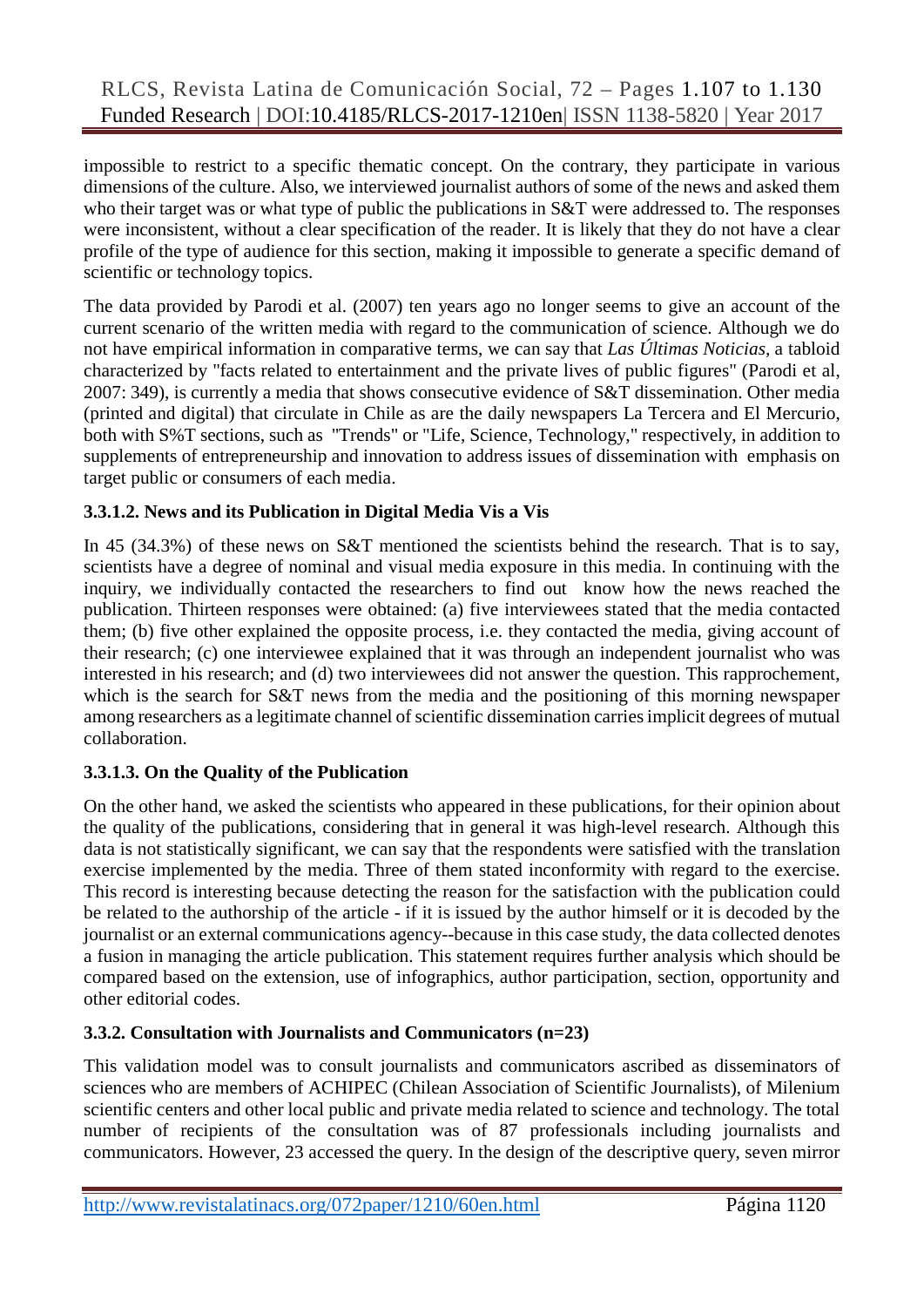impossible to restrict to a specific thematic concept. On the contrary, they participate in various dimensions of the culture. Also, we interviewed journalist authors of some of the news and asked them who their target was or what type of public the publications in S&T were addressed to. The responses were inconsistent, without a clear specification of the reader. It is likely that they do not have a clear profile of the type of audience for this section, making it impossible to generate a specific demand of scientific or technology topics.

The data provided by Parodi et al. (2007) ten years ago no longer seems to give an account of the current scenario of the written media with regard to the communication of science. Although we do not have empirical information in comparative terms, we can say that *Las Últimas Noticias*, a tabloid characterized by "facts related to entertainment and the private lives of public figures" (Parodi et al, 2007: 349), is currently a media that shows consecutive evidence of S&T dissemination. Other media (printed and digital) that circulate in Chile as are the daily newspapers La Tercera and El Mercurio, both with S%T sections, such as "Trends" or "Life, Science, Technology," respectively, in addition to supplements of entrepreneurship and innovation to address issues of dissemination with emphasis on target public or consumers of each media.

#### 3.3.1.2. News and its Publication in Digital Media Vis a Vis

In 45 (34.3%) of these news on S&T mentioned the scientists behind the research. That is to say, scientists have a degree of nominal and visual media exposure in this media. In continuing with the inquiry, we individually contacted the researchers to find out know how the news reached the publication. Thirteen responses were obtained: (a) five interviewees stated that the media contacted them; (b) five other explained the opposite process, i.e. they contacted the media, giving account of their research; (c) one interviewee explained that it was through an independent journalist who was interested in his research; and (d) two interviewees did not answer the question. This rapprochement, which is the search for S&T news from the media and the positioning of this morning newspaper among researchers as a legitimate channel of scientific dissemination carries implicit degrees of mutual collaboration.

#### 3.3.1.3. On the Quality of the Publication

On the other hand, we asked the scientists who appeared in these publications, for their opinion about the quality of the publications, considering that in general it was high-level research. Although this data is not statistically significant, we can say that the respondents were satisfied with the translation exercise implemented by the media. Three of them stated inconformity with regard to the exercise. This record is interesting because detecting the reason for the satisfaction with the publication could be related to the authorship of the article - if it is issued by the author himself or it is decoded by the journalist or an external communications agency--because in this case study, the data collected denotes a fusion in managing the article publication. This statement requires further analysis which should be compared based on the extension, use of infographics, author participation, section, opportunity and other editorial codes.

### 3.3.2. Consultation with Journalists and Communicators (n=23)

This validation model was to consult journalists and communicators ascribed as disseminators of sciences who are members of ACHIPEC (Chilean Association of Scientific Journalists), of Milenium scientific centers and other local public and private media related to science and technology. The total number of recipients of the consultation was of 87 professionals including journalists and communicators. However, 23 accessed the query. In the design of the descriptive query, seven mirror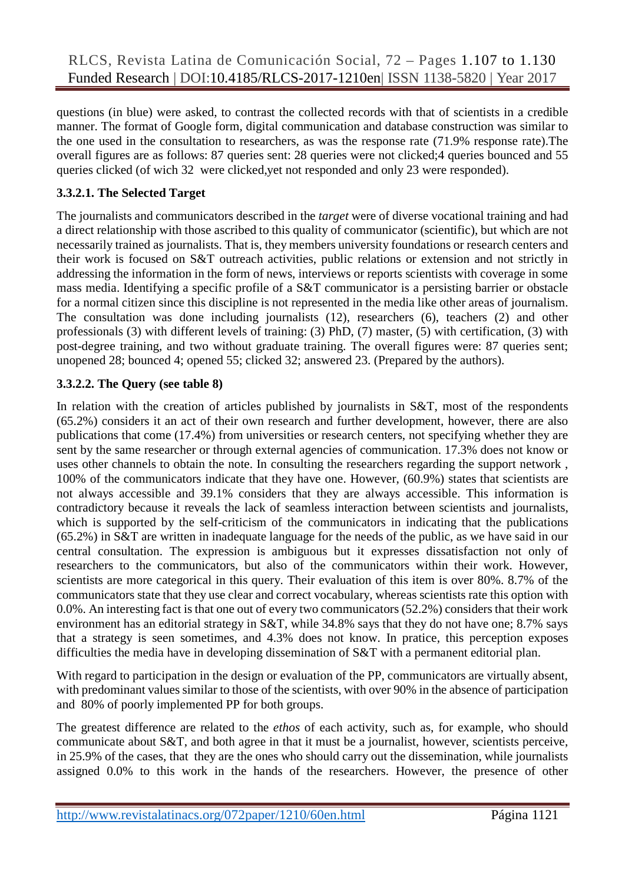questions (in blue) were asked, to contrast the collected records with that of scientists in a credible manner. The format of Google form, digital communication and database construction was similar to the one used in the consultation to researchers, as was the response rate (71.9% response rate).The overall figures are as follows: 87 queries sent: 28 queries were not clicked;4 queries bounced and 55 queries clicked (of wich 32 were clicked,yet not responded and only 23 were responded).

### 3.3.2.1. The Selected Target

The journalists and communicators described in the *target* were of diverse vocational training and had a direct relationship with those ascribed to this quality of communicator (scientific), but which are not necessarily trained as journalists. That is, they members university foundations or research centers and their work is focused on S&T outreach activities, public relations or extension and not strictly in addressing the information in the form of news, interviews or reports scientists with coverage in some mass media. Identifying a specific profile of a S&T communicator is a persisting barrier or obstacle for a normal citizen since this discipline is not represented in the media like other areas of journalism. The consultation was done including journalists (12), researchers (6), teachers (2) and other professionals (3) with different levels of training: (3) PhD, (7) master, (5) with certification, (3) with post-degree training, and two without graduate training. The overall figures were: 87 queries sent; unopened 28; bounced 4; opened 55; clicked 32; answered 23. (Prepared by the authors).

### 3.3.2.2. The Query (see table 8)

In relation with the creation of articles published by journalists in S&T, most of the respondents (65.2%) considers it an act of their own research and further development, however, there are also publications that come (17.4%) from universities or research centers, not specifying whether they are sent by the same researcher or through external agencies of communication. 17.3% does not know or uses other channels to obtain the note. In consulting the researchers regarding the support network , 100% of the communicators indicate that they have one. However, (60.9%) states that scientists are not always accessible and 39.1% considers that they are always accessible. This information is contradictory because it reveals the lack of seamless interaction between scientists and journalists, which is supported by the self-criticism of the communicators in indicating that the publications (65.2%) in S&T are written in inadequate language for the needs of the public, as we have said in our central consultation. The expression is ambiguous but it expresses dissatisfaction not only of researchers to the communicators, but also of the communicators within their work. However, scientists are more categorical in this query. Their evaluation of this item is over 80%. 8.7% of the communicators state that they use clear and correct vocabulary, whereas scientists rate this option with 0.0%. An interesting fact is that one out of every two communicators (52.2%) considers that their work environment has an editorial strategy in S&T, while 34.8% says that they do not have one; 8.7% says that a strategy is seen sometimes, and 4.3% does not know. In pratice, this perception exposes difficulties the media have in developing dissemination of S&T with a permanent editorial plan.

With regard to participation in the design or evaluation of the PP, communicators are virtually absent, with predominant values similar to those of the scientists, with over 90% in the absence of participation and 80% of poorly implemented PP for both groups.

The greatest difference are related to the *ethos* of each activity, such as, for example, who should communicate about S&T, and both agree in that it must be a journalist, however, scientists perceive, in 25.9% of the cases, that they are the ones who should carry out the dissemination, while journalists assigned 0.0% to this work in the hands of the researchers. However, the presence of other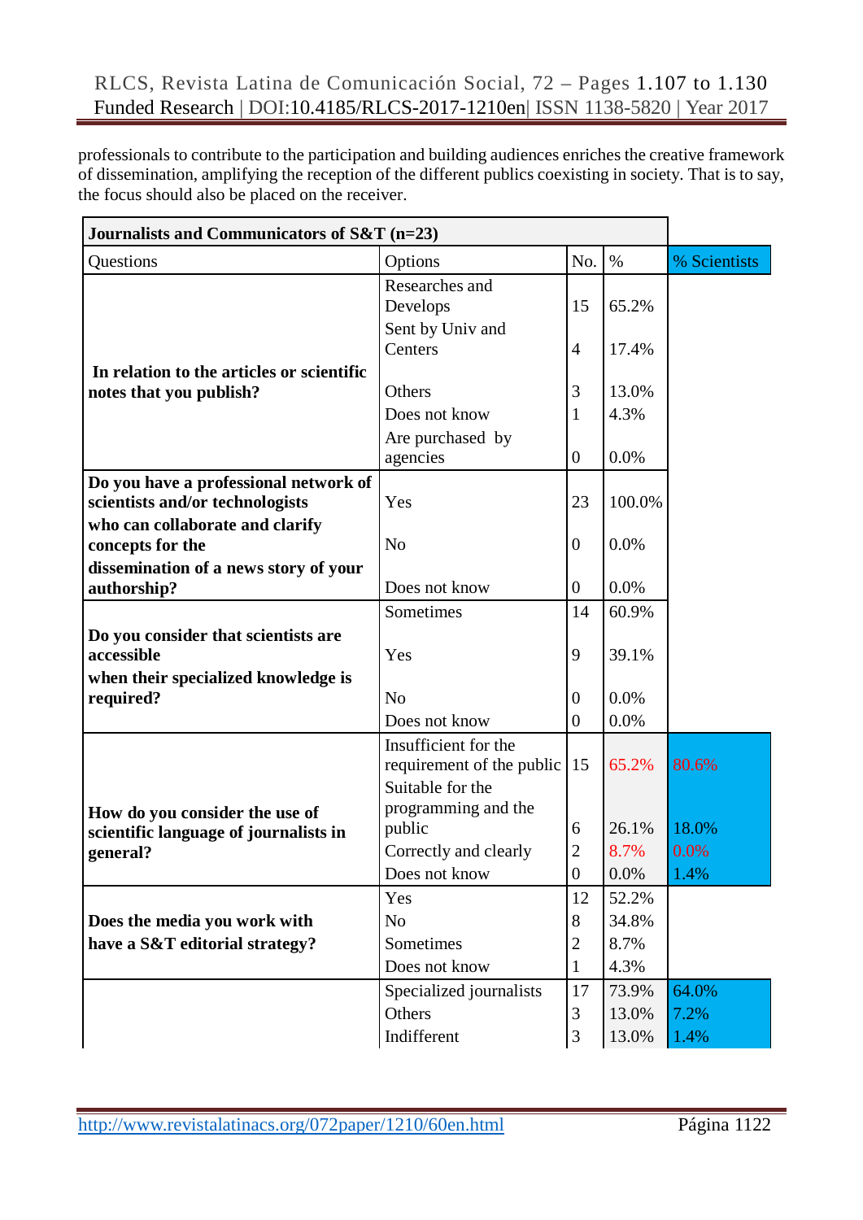professionals to contribute to the participation and building audiences enriches the creative framework of dissemination, amplifying the reception of the different publics coexisting in society. That is to say, the focus should also be placed on the receiver.

| **Journalists and Communicators of S&T (n=23)** | | | | |
|---|---|---|---|---|
| Questions | Options | No. | % | % Scientists |
| **In relation to the articles or scientific notes that you publish?** | Researches and Develops | 15 | 65.2% | |
| | Sent by Univ and Centers | 4 | 17.4% | |
| | Others | 3 | 13.0% | |
| | Does not know | 1 | 4.3% | |
| | Are purchased by agencies | 0 | 0.0% | |
| **Do you have a professional network of scientists and/or technologists who can collaborate and clarify concepts for the dissemination of a news story of your authorship?** | Yes | 23 | 100.0% | |
| | No | 0 | 0.0% | |
| | Does not know | 0 | 0.0% | |
| **Do you consider that scientists are accessible when their specialized knowledge is required?** | Sometimes | 14 | 60.9% | |
| | Yes | 9 | 39.1% | |
| | No | 0 | 0.0% | |
| | Does not know | 0 | 0.0% | |
| **How do you consider the use of scientific language of journalists in general?** | Insufficient for the requirement of the public | 15 | 65.2% | 80.6% |
| | Suitable for the programming and the public | 6 | 26.1% | 18.0% |
| | Correctly and clearly | 2 | 8.7% | 0.0% |
| | Does not know | 0 | 0.0% | 1.4% |
| **Does the media you work with have a S&T editorial strategy?** | Yes | 12 | 52.2% | |
| | No | 8 | 34.8% | |
| | Sometimes | 2 | 8.7% | |
| | Does not know | 1 | 4.3% | |
| | Specialized journalists | 17 | 73.9% | 64.0% |
| | Others | 3 | 13.0% | 7.2% |
| | Indifferent | 3 | 13.0% | 1.4% |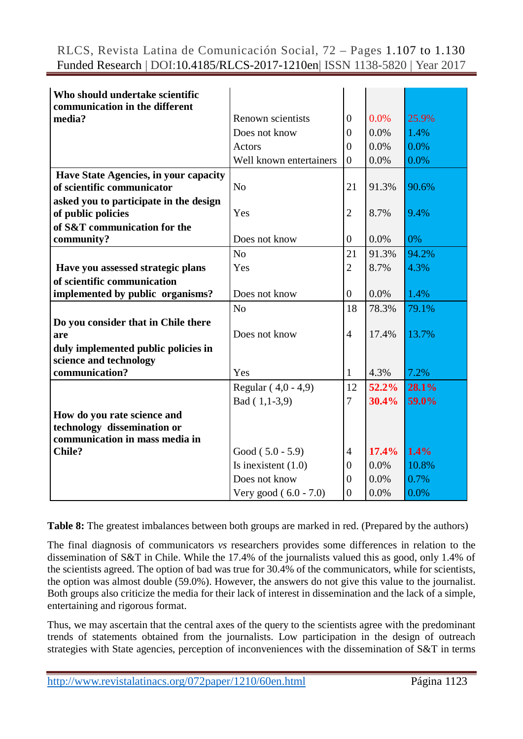| | | | | |
|---|---|---|---|---|
| **Who should undertake scientific communication in the different media?** | Renown scientists | 0 | 0.0% | 25.9% |
| | Does not know | 0 | 0.0% | 1.4% |
| | Actors | 0 | 0.0% | 0.0% |
| | Well known entertainers | 0 | 0.0% | 0.0% |
| **Have State Agencies, in your capacity of scientific communicator asked you to participate in the design of public policies of S&T communication for the community?** | No | 21 | 91.3% | 90.6% |
| | Yes | 2 | 8.7% | 9.4% |
| | Does not know | 0 | 0.0% | 0% |
| **Have you assessed strategic plans of scientific communication implemented by public organisms?** | No | 21 | 91.3% | 94.2% |
| | Yes | 2 | 8.7% | 4.3% |
| | Does not know | 0 | 0.0% | 1.4% |
| **Do you consider that in Chile there are duly implemented public policies in science and technology communication?** | No | 18 | 78.3% | 79.1% |
| | Does not know | 4 | 17.4% | 13.7% |
| | Yes | 1 | 4.3% | 7.2% |
| **How do you rate science and technology dissemination or communication in mass media in Chile?** | Regular ( 4,0 - 4,9) | 12 | **52.2%** | **28.1%** |
| | Bad ( 1,1-3,9) | 7 | **30.4%** | **59.0%** |
| | Good ( 5.0 - 5.9) | 4 | **17.4%** | **1.4%** |
| | Is inexistent (1.0) | 0 | 0.0% | 10.8% |
| | Does not know | 0 | 0.0% | 0.7% |
| | Very good ( 6.0 - 7.0) | 0 | 0.0% | 0.0% |

**Table 8:** The greatest imbalances between both groups are marked in red. (Prepared by the authors)

The final diagnosis of communicators *vs* researchers provides some differences in relation to the dissemination of S&T in Chile. While the 17.4% of the journalists valued this as good, only 1.4% of the scientists agreed. The option of bad was true for 30.4% of the communicators, while for scientists, the option was almost double (59.0%). However, the answers do not give this value to the journalist. Both groups also criticize the media for their lack of interest in dissemination and the lack of a simple, entertaining and rigorous format.

Thus, we may ascertain that the central axes of the query to the scientists agree with the predominant trends of statements obtained from the journalists. Low participation in the design of outreach strategies with State agencies, perception of inconveniences with the dissemination of S&T in terms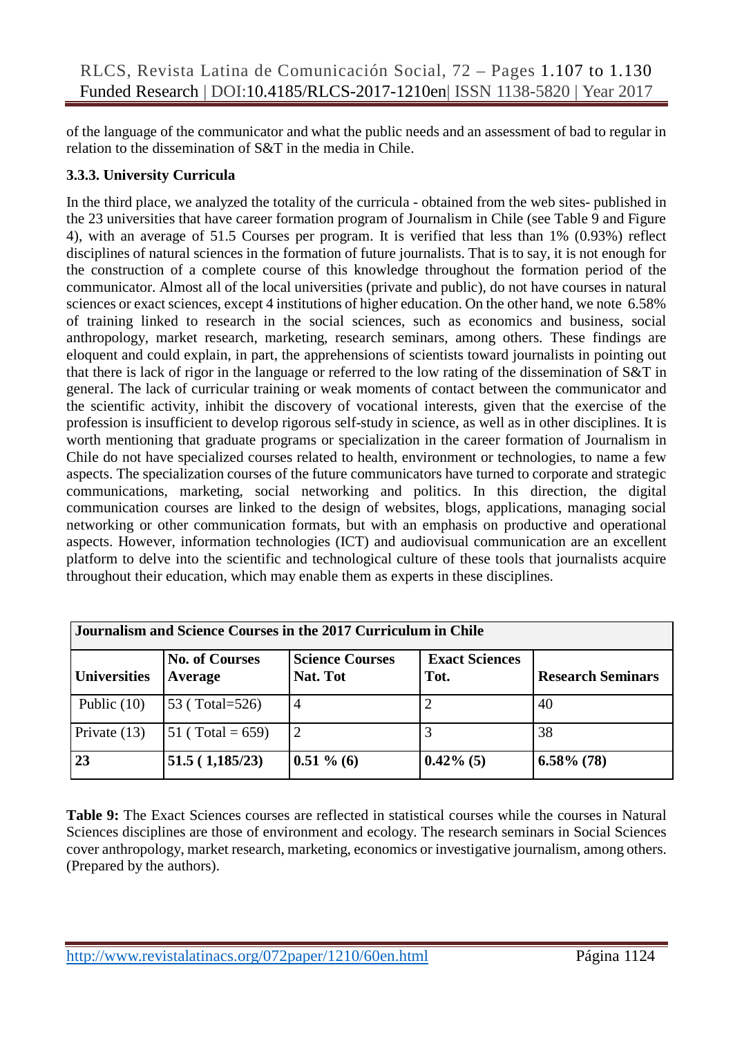of the language of the communicator and what the public needs and an assessment of bad to regular in relation to the dissemination of S&T in the media in Chile.

### 3.3.3. University Curricula

In the third place, we analyzed the totality of the curricula - obtained from the web sites- published in the 23 universities that have career formation program of Journalism in Chile (see Table 9 and Figure 4), with an average of 51.5 Courses per program. It is verified that less than 1% (0.93%) reflect disciplines of natural sciences in the formation of future journalists. That is to say, it is not enough for the construction of a complete course of this knowledge throughout the formation period of the communicator. Almost all of the local universities (private and public), do not have courses in natural sciences or exact sciences, except 4 institutions of higher education. On the other hand, we note 6.58% of training linked to research in the social sciences, such as economics and business, social anthropology, market research, marketing, research seminars, among others. These findings are eloquent and could explain, in part, the apprehensions of scientists toward journalists in pointing out that there is lack of rigor in the language or referred to the low rating of the dissemination of S&T in general. The lack of curricular training or weak moments of contact between the communicator and the scientific activity, inhibit the discovery of vocational interests, given that the exercise of the profession is insufficient to develop rigorous self-study in science, as well as in other disciplines. It is worth mentioning that graduate programs or specialization in the career formation of Journalism in Chile do not have specialized courses related to health, environment or technologies, to name a few aspects. The specialization courses of the future communicators have turned to corporate and strategic communications, marketing, social networking and politics. In this direction, the digital communication courses are linked to the design of websites, blogs, applications, managing social networking or other communication formats, but with an emphasis on productive and operational aspects. However, information technologies (ICT) and audiovisual communication are an excellent platform to delve into the scientific and technological culture of these tools that journalists acquire throughout their education, which may enable them as experts in these disciplines.

| **Journalism and Science Courses in the 2017 Curriculum in Chile** | | | | |
|---|---|---|---|---|
| **Universities** | **No. of Courses Average** | **Science Courses Nat. Tot** | **Exact Sciences Tot.** | **Research Seminars** |
| Public (10) | 53 ( Total=526) | 4 | 2 | 40 |
| Private (13) | 51 ( Total = 659) | 2 | 3 | 38 |
| **23** | **51.5 ( 1,185/23)** | **0.51 % (6)** | **0.42% (5)** | **6.58% (78)** |

**Table 9:** The Exact Sciences courses are reflected in statistical courses while the courses in Natural Sciences disciplines are those of environment and ecology. The research seminars in Social Sciences cover anthropology, market research, marketing, economics or investigative journalism, among others. (Prepared by the authors).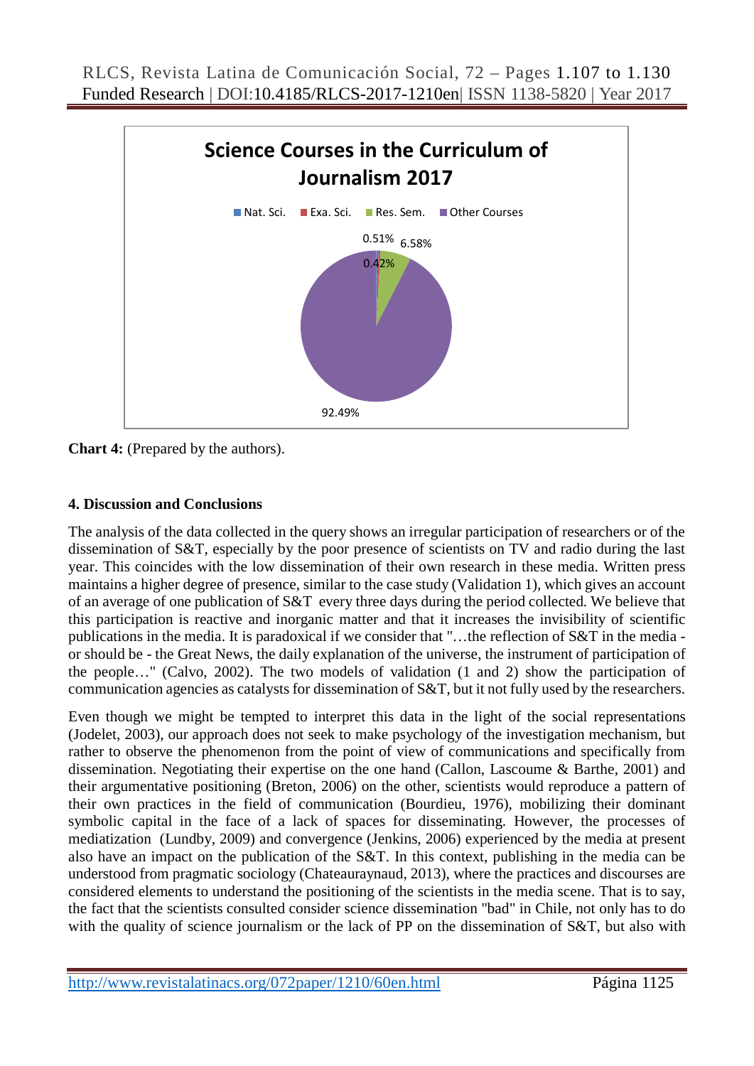**Science Courses in the Curriculum of Journalism 2017**

Nat. Sci. | Exa. Sci. | Res. Sem. | Other Courses

0.51% | 0.42% | 6.58% | 92.49%

**Chart 4:** (Prepared by the authors).

**4. Discussion and Conclusions**

The analysis of the data collected in the query shows an irregular participation of researchers or of the dissemination of S&T, especially by the poor presence of scientists on TV and radio during the last year. This coincides with the low dissemination of their own research in these media. Written press maintains a higher degree of presence, similar to the case study (Validation 1), which gives an account of an average of one publication of S&T every three days during the period collected. We believe that this participation is reactive and inorganic matter and that it increases the invisibility of scientific publications in the media. It is paradoxical if we consider that "…the reflection of S&T in the media - or should be - the Great News, the daily explanation of the universe, the instrument of participation of the people…" (Calvo, 2002). The two models of validation (1 and 2) show the participation of communication agencies as catalysts for dissemination of S&T, but it not fully used by the researchers.

Even though we might be tempted to interpret this data in the light of the social representations (Jodelet, 2003), our approach does not seek to make psychology of the investigation mechanism, but rather to observe the phenomenon from the point of view of communications and specifically from dissemination. Negotiating their expertise on the one hand (Callon, Lascoume & Barthe, 2001) and their argumentative positioning (Breton, 2006) on the other, scientists would reproduce a pattern of their own practices in the field of communication (Bourdieu, 1976), mobilizing their dominant symbolic capital in the face of a lack of spaces for disseminating. However, the processes of mediatization (Lundby, 2009) and convergence (Jenkins, 2006) experienced by the media at present also have an impact on the publication of the S&T. In this context, publishing in the media can be understood from pragmatic sociology (Chateauraynaud, 2013), where the practices and discourses are considered elements to understand the positioning of the scientists in the media scene. That is to say, the fact that the scientists consulted consider science dissemination "bad" in Chile, not only has to do with the quality of science journalism or the lack of PP on the dissemination of S&T, but also with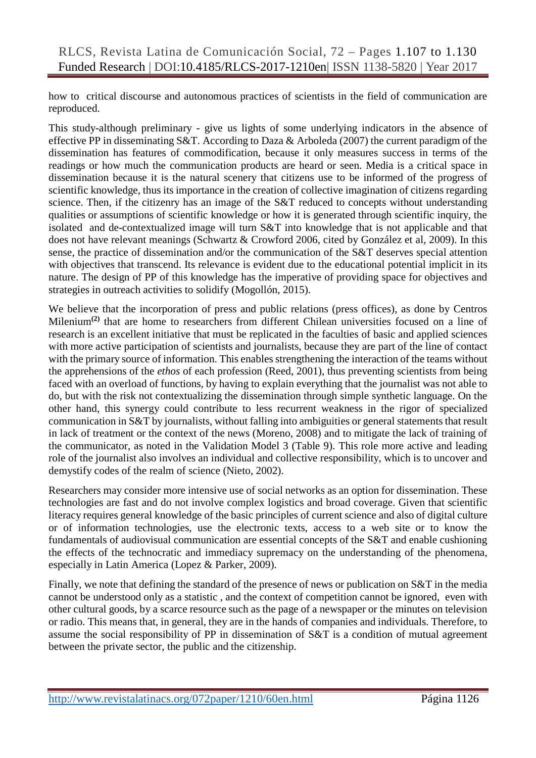how to critical discourse and autonomous practices of scientists in the field of communication are reproduced.

This study-although preliminary - give us lights of some underlying indicators in the absence of effective PP in disseminating S&T. According to Daza & Arboleda (2007) the current paradigm of the dissemination has features of commodification, because it only measures success in terms of the readings or how much the communication products are heard or seen. Media is a critical space in dissemination because it is the natural scenery that citizens use to be informed of the progress of scientific knowledge, thus its importance in the creation of collective imagination of citizens regarding science. Then, if the citizenry has an image of the S&T reduced to concepts without understanding qualities or assumptions of scientific knowledge or how it is generated through scientific inquiry, the isolated and de-contextualized image will turn S&T into knowledge that is not applicable and that does not have relevant meanings (Schwartz & Crowford 2006, cited by González et al, 2009). In this sense, the practice of dissemination and/or the communication of the S&T deserves special attention with objectives that transcend. Its relevance is evident due to the educational potential implicit in its nature. The design of PP of this knowledge has the imperative of providing space for objectives and strategies in outreach activities to solidify (Mogollón, 2015).

We believe that the incorporation of press and public relations (press offices), as done by Centros Milenium[(2)] that are home to researchers from different Chilean universities focused on a line of research is an excellent initiative that must be replicated in the faculties of basic and applied sciences with more active participation of scientists and journalists, because they are part of the line of contact with the primary source of information. This enables strengthening the interaction of the teams without the apprehensions of the *ethos* of each profession (Reed, 2001), thus preventing scientists from being faced with an overload of functions, by having to explain everything that the journalist was not able to do, but with the risk not contextualizing the dissemination through simple synthetic language. On the other hand, this synergy could contribute to less recurrent weakness in the rigor of specialized communication in S&T by journalists, without falling into ambiguities or general statements that result in lack of treatment or the context of the news (Moreno, 2008) and to mitigate the lack of training of the communicator, as noted in the Validation Model 3 (Table 9). This role more active and leading role of the journalist also involves an individual and collective responsibility, which is to uncover and demystify codes of the realm of science (Nieto, 2002).

Researchers may consider more intensive use of social networks as an option for dissemination. These technologies are fast and do not involve complex logistics and broad coverage. Given that scientific literacy requires general knowledge of the basic principles of current science and also of digital culture or of information technologies, use the electronic texts, access to a web site or to know the fundamentals of audiovisual communication are essential concepts of the S&T and enable cushioning the effects of the technocratic and immediacy supremacy on the understanding of the phenomena, especially in Latin America (Lopez & Parker, 2009).

Finally, we note that defining the standard of the presence of news or publication on S&T in the media cannot be understood only as a statistic , and the context of competition cannot be ignored, even with other cultural goods, by a scarce resource such as the page of a newspaper or the minutes on television or radio. This means that, in general, they are in the hands of companies and individuals. Therefore, to assume the social responsibility of PP in dissemination of S&T is a condition of mutual agreement between the private sector, the public and the citizenship.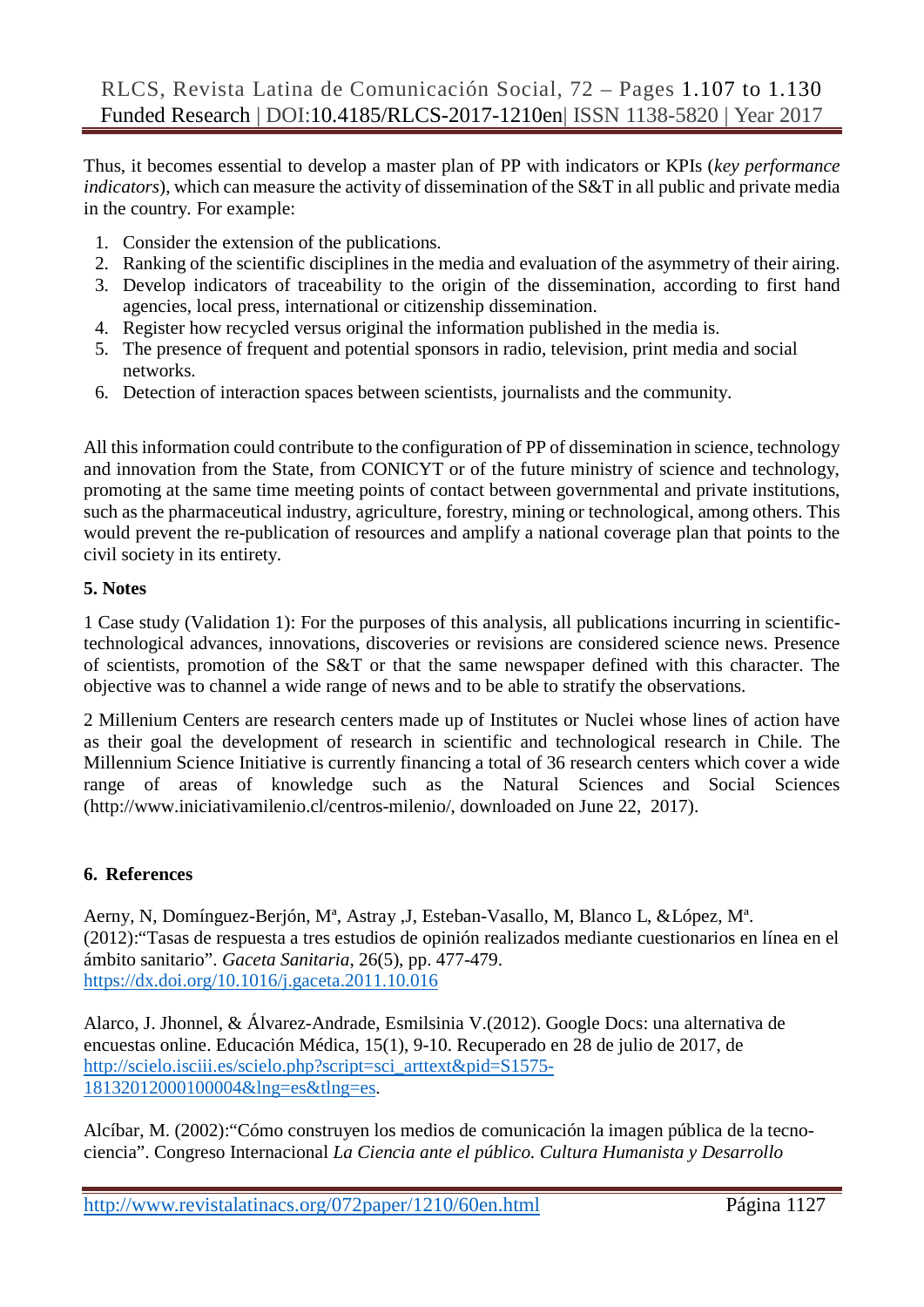Thus, it becomes essential to develop a master plan of PP with indicators or KPIs (*key performance indicators*), which can measure the activity of dissemination of the S&T in all public and private media in the country. For example:

1. Consider the extension of the publications.
2. Ranking of the scientific disciplines in the media and evaluation of the asymmetry of their airing.
3. Develop indicators of traceability to the origin of the dissemination, according to first hand agencies, local press, international or citizenship dissemination.
4. Register how recycled versus original the information published in the media is.
5. The presence of frequent and potential sponsors in radio, television, print media and social networks.
6. Detection of interaction spaces between scientists, journalists and the community.

All this information could contribute to the configuration of PP of dissemination in science, technology and innovation from the State, from CONICYT or of the future ministry of science and technology, promoting at the same time meeting points of contact between governmental and private institutions, such as the pharmaceutical industry, agriculture, forestry, mining or technological, among others. This would prevent the re-publication of resources and amplify a national coverage plan that points to the civil society in its entirety.

## 5. Notes

1 Case study (Validation 1): For the purposes of this analysis, all publications incurring in scientific-technological advances, innovations, discoveries or revisions are considered science news. Presence of scientists, promotion of the S&T or that the same newspaper defined with this character. The objective was to channel a wide range of news and to be able to stratify the observations.

2 Millenium Centers are research centers made up of Institutes or Nuclei whose lines of action have as their goal the development of research in scientific and technological research in Chile. The Millennium Science Initiative is currently financing a total of 36 research centers which cover a wide range of areas of knowledge such as the Natural Sciences and Social Sciences (http://www.iniciativamilenio.cl/centros-milenio/, downloaded on June 22, 2017).

## 6. References

Aerny, N, Domínguez-Berjón, Mª, Astray ,J, Esteban-Vasallo, M, Blanco L, &López, Mª. (2012):"Tasas de respuesta a tres estudios de opinión realizados mediante cuestionarios en línea en el ámbito sanitario". *Gaceta Sanitaria*, 26(5), pp. 477-479. https://dx.doi.org/10.1016/j.gaceta.2011.10.016

Alarco, J. Jhonnel, & Álvarez-Andrade, Esmilsinia V.(2012). Google Docs: una alternativa de encuestas online. Educación Médica, 15(1), 9-10. Recuperado en 28 de julio de 2017, de http://scielo.isciii.es/scielo.php?script=sci_arttext&pid=S1575-18132012000100004&lng=es&tlng=es.

Alcíbar, M. (2002):"Cómo construyen los medios de comunicación la imagen pública de la tecno-ciencia". Congreso Internacional *La Ciencia ante el público. Cultura Humanista y Desarrollo*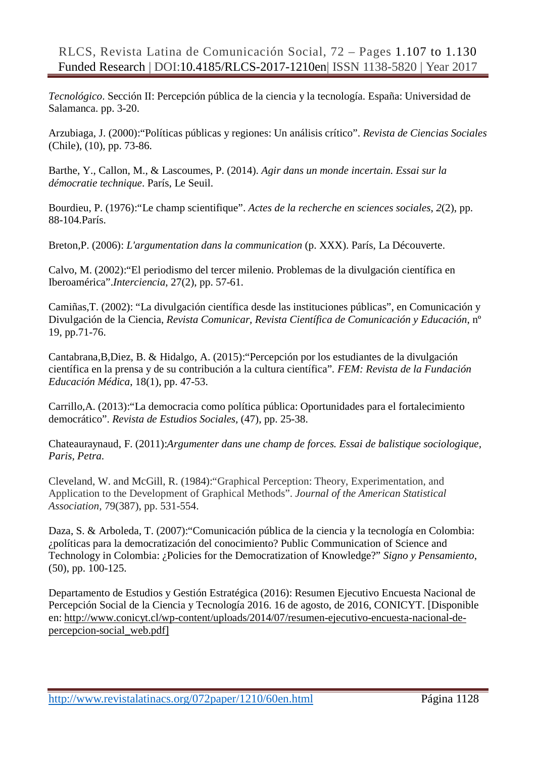*Tecnológico*. Sección II: Percepción pública de la ciencia y la tecnología. España: Universidad de Salamanca. pp. 3-20.

Arzubiaga, J. (2000):"Políticas públicas y regiones: Un análisis crítico". *Revista de Ciencias Sociales* (Chile), (10), pp. 73-86.

Barthe, Y., Callon, M., & Lascoumes, P. (2014). *Agir dans un monde incertain. Essai sur la démocratie technique*. París, Le Seuil.

Bourdieu, P. (1976):"Le champ scientifique". *Actes de la recherche en sciences sociales*, *2*(2), pp. 88-104.París.

Breton,P. (2006): *L'argumentation dans la communication* (p. XXX). París, La Découverte.

Calvo, M. (2002):"El periodismo del tercer milenio. Problemas de la divulgación científica en Iberoamérica".*Interciencia*, 27(2), pp. 57-61.

Camiñas,T. (2002): "La divulgación científica desde las instituciones públicas", en Comunicación y Divulgación de la Ciencia, *Revista Comunicar, Revista Científica de Comunicación y Educación*, nº 19, pp.71-76.

Cantabrana,B,Diez, B. & Hidalgo, A. (2015):"Percepción por los estudiantes de la divulgación científica en la prensa y de su contribución a la cultura científica". *FEM: Revista de la Fundación Educación Médica*, 18(1), pp. 47-53.

Carrillo,A. (2013):"La democracia como política pública: Oportunidades para el fortalecimiento democrático". *Revista de Estudios Sociales*, (47), pp. 25-38.

Chateauraynaud, F. (2011):*Argumenter dans une champ de forces. Essai de balistique sociologique, Paris, Petra*.

Cleveland, W. and McGill, R. (1984):"Graphical Perception: Theory, Experimentation, and Application to the Development of Graphical Methods". *Journal of the American Statistical Association*, 79(387), pp. 531-554.

Daza, S. & Arboleda, T. (2007):"Comunicación pública de la ciencia y la tecnología en Colombia: ¿políticas para la democratización del conocimiento? Public Communication of Science and Technology in Colombia: ¿Policies for the Democratization of Knowledge?" *Signo y Pensamiento*, (50), pp. 100-125.

Departamento de Estudios y Gestión Estratégica (2016): Resumen Ejecutivo Encuesta Nacional de Percepción Social de la Ciencia y Tecnología 2016. 16 de agosto, de 2016, CONICYT. [Disponible en: http://www.conicyt.cl/wp-content/uploads/2014/07/resumen-ejecutivo-encuesta-nacional-de-percepcion-social_web.pdf]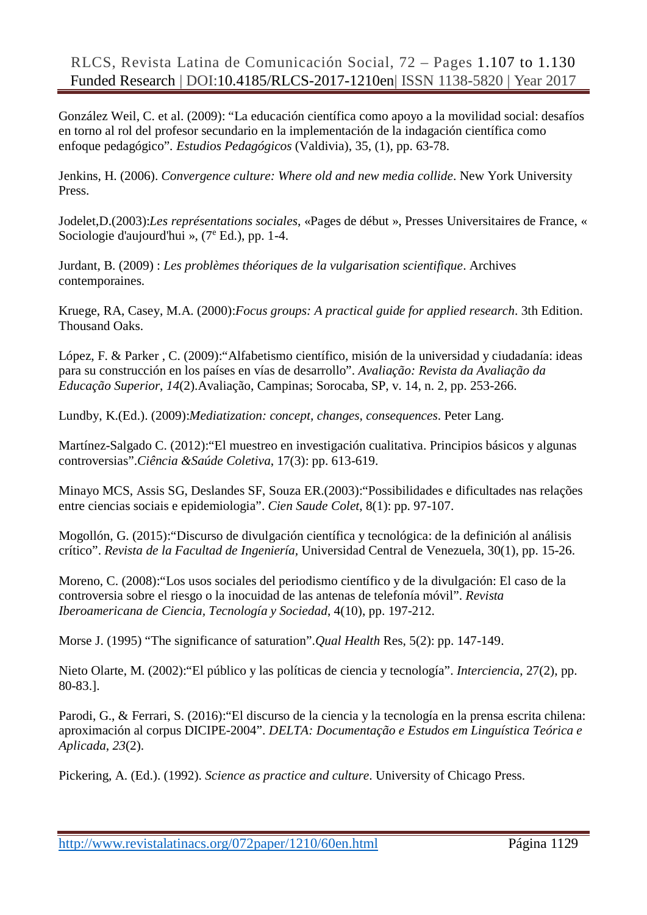González Weil, C. et al. (2009): "La educación científica como apoyo a la movilidad social: desafíos en torno al rol del profesor secundario en la implementación de la indagación científica como enfoque pedagógico". *Estudios Pedagógicos* (Valdivia), 35, (1), pp. 63-78.

Jenkins, H. (2006). *Convergence culture: Where old and new media collide*. New York University Press.

Jodelet,D.(2003):*Les représentations sociales*, «Pages de début », Presses Universitaires de France, « Sociologie d'aujourd'hui », (7e Ed.), pp. 1-4.

Jurdant, B. (2009) : *Les problèmes théoriques de la vulgarisation scientifique*. Archives contemporaines.

Kruege, RA, Casey, M.A. (2000):*Focus groups: A practical guide for applied research*. 3th Edition. Thousand Oaks.

López, F. & Parker , C. (2009):"Alfabetismo científico, misión de la universidad y ciudadanía: ideas para su construcción en los países en vías de desarrollo". *Avaliação: Revista da Avaliação da Educação Superior*, *14*(2).Avaliação, Campinas; Sorocaba, SP, v. 14, n. 2, pp. 253-266.

Lundby, K.(Ed.). (2009):*Mediatization: concept, changes, consequences*. Peter Lang.

Martínez-Salgado C. (2012):"El muestreo en investigación cualitativa. Principios básicos y algunas controversias".*Ciência &Saúde Coletiva*, 17(3): pp. 613-619.

Minayo MCS, Assis SG, Deslandes SF, Souza ER.(2003):"Possibilidades e dificultades nas relações entre ciencias sociais e epidemiologia". *Cien Saude Colet*, 8(1): pp. 97-107.

Mogollón, G. (2015):"Discurso de divulgación científica y tecnológica: de la definición al análisis crítico". *Revista de la Facultad de Ingeniería*, Universidad Central de Venezuela, 30(1), pp. 15-26.

Moreno, C. (2008):"Los usos sociales del periodismo científico y de la divulgación: El caso de la controversia sobre el riesgo o la inocuidad de las antenas de telefonía móvil". *Revista Iberoamericana de Ciencia, Tecnología y Sociedad*, 4(10), pp. 197-212.

Morse J. (1995) "The significance of saturation".*Qual Health* Res, 5(2): pp. 147-149.

Nieto Olarte, M. (2002):"El público y las políticas de ciencia y tecnología". *Interciencia*, 27(2), pp. 80-83.].

Parodi, G., & Ferrari, S. (2016):"El discurso de la ciencia y la tecnología en la prensa escrita chilena: aproximación al corpus DICIPE-2004". *DELTA: Documentação e Estudos em Linguística Teórica e Aplicada*, *23*(2).

Pickering, A. (Ed.). (1992). *Science as practice and culture*. University of Chicago Press.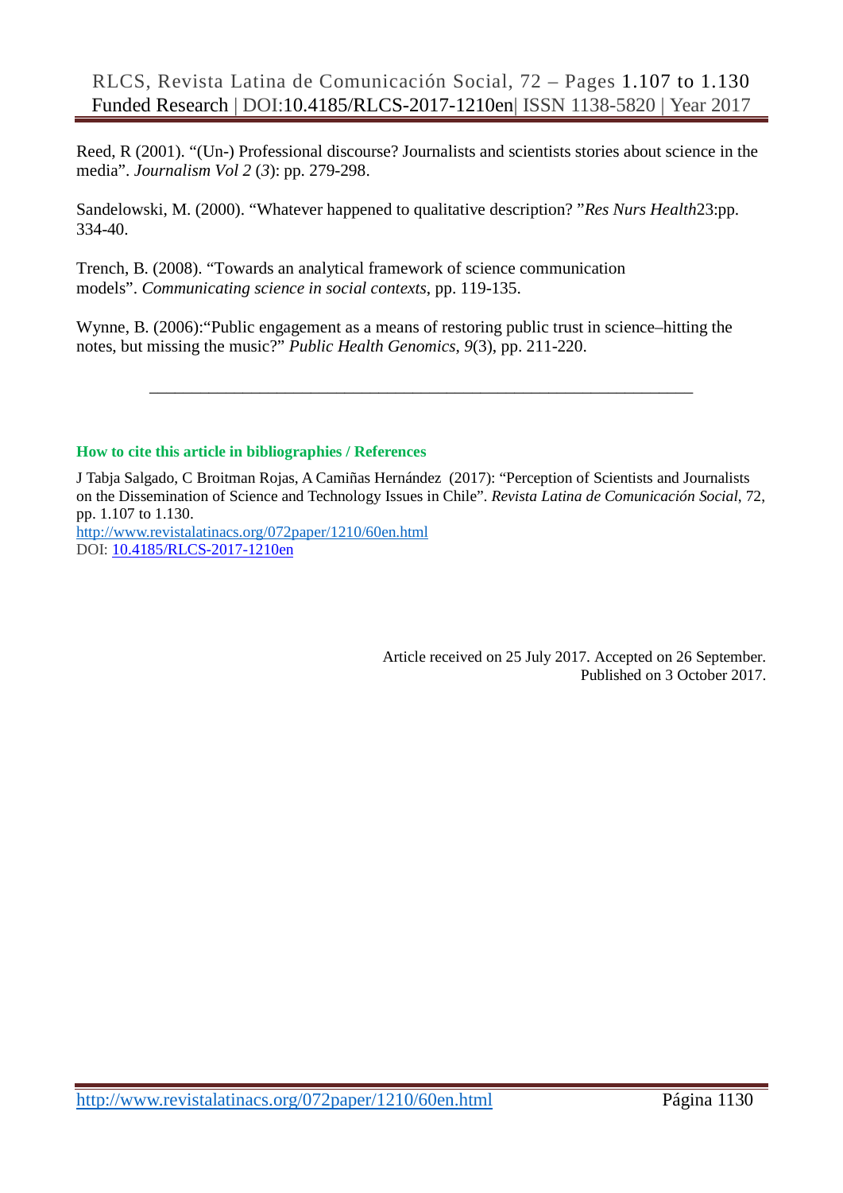Reed, R (2001). “(Un-) Professional discourse? Journalists and scientists stories about science in the media”. *Journalism Vol 2* (*3*): pp. 279-298.

Sandelowski, M. (2000). “Whatever happened to qualitative description? ”*Res Nurs Health*23:pp. 334-40.

Trench, B. (2008). “Towards an analytical framework of science communication models”. *Communicating science in social contexts*, pp. 119-135.

Wynne, B. (2006):“Public engagement as a means of restoring public trust in science–hitting the notes, but missing the music?” *Public Health Genomics*, *9*(3), pp. 211-220.

---

**How to cite this article in bibliographies / References**

J Tabja Salgado, C Broitman Rojas, A Camiñas Hernández (2017): “Perception of Scientists and Journalists on the Dissemination of Science and Technology Issues in Chile”. *Revista Latina de Comunicación Social*, 72, pp. 1.107 to 1.130.
http://www.revistalatinacs.org/072paper/1210/60en.html
DOI: 10.4185/RLCS-2017-1210en

Article received on 25 July 2017. Accepted on 26 September.
Published on 3 October 2017.